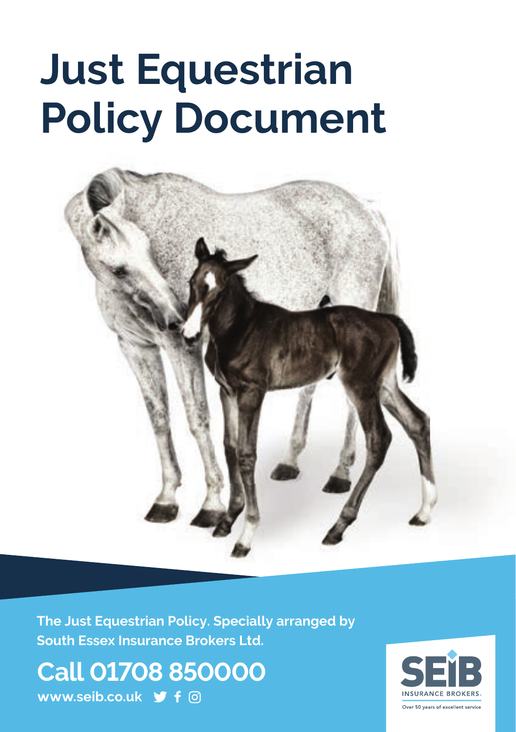# Just Equestrian Policy Document

**The Just Equestrian Policy. Specially arranged by South Essex Insurance Brokers Ltd.**

**Call 01708 850000**

**www.seib.co.uk**

SEIB INSURANCE BROKERS.

Over 50 years of excellent service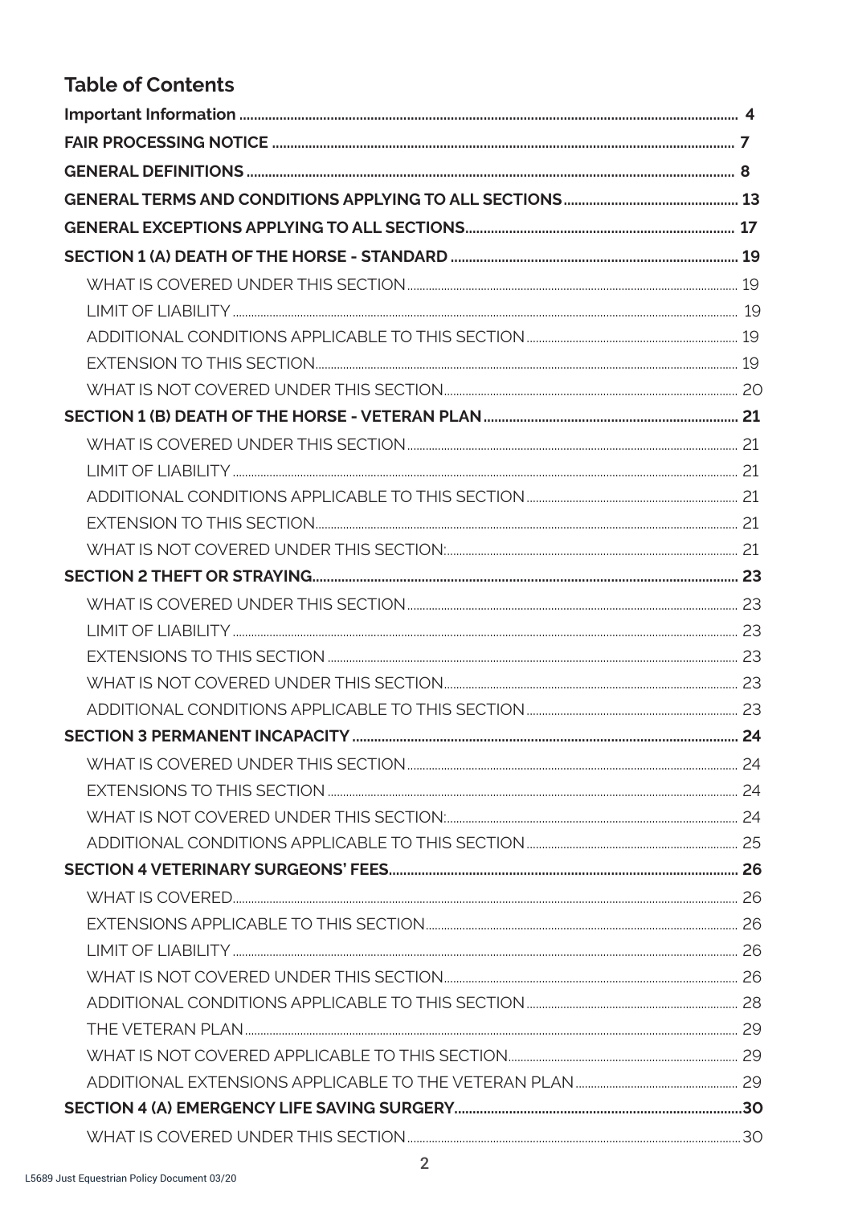## Table of Contents

**Important Information** 4

**FAIR PROCESSING NOTICE** 7

**GENERAL DEFINITIONS** 8

**GENERAL TERMS AND CONDITIONS APPLYING TO ALL SECTIONS** 13

**GENERAL EXCEPTIONS APPLYING TO ALL SECTIONS** 17

**SECTION 1 (A) DEATH OF THE HORSE - STANDARD** 19

- WHAT IS COVERED UNDER THIS SECTION 19
- LIMIT OF LIABILITY 19
- ADDITIONAL CONDITIONS APPLICABLE TO THIS SECTION 19
- EXTENSION TO THIS SECTION 19
- WHAT IS NOT COVERED UNDER THIS SECTION 20

**SECTION 1 (B) DEATH OF THE HORSE - VETERAN PLAN** 21

- WHAT IS COVERED UNDER THIS SECTION 21
- LIMIT OF LIABILITY 21
- ADDITIONAL CONDITIONS APPLICABLE TO THIS SECTION 21
- EXTENSION TO THIS SECTION 21
- WHAT IS NOT COVERED UNDER THIS SECTION: 21

**SECTION 2 THEFT OR STRAYING** 23

- WHAT IS COVERED UNDER THIS SECTION 23
- LIMIT OF LIABILITY 23
- EXTENSIONS TO THIS SECTION 23
- WHAT IS NOT COVERED UNDER THIS SECTION 23
- ADDITIONAL CONDITIONS APPLICABLE TO THIS SECTION 23

**SECTION 3 PERMANENT INCAPACITY** 24

- WHAT IS COVERED UNDER THIS SECTION 24
- EXTENSIONS TO THIS SECTION 24
- WHAT IS NOT COVERED UNDER THIS SECTION: 24
- ADDITIONAL CONDITIONS APPLICABLE TO THIS SECTION 25

**SECTION 4 VETERINARY SURGEONS' FEES** 26

- WHAT IS COVERED 26
- EXTENSIONS APPLICABLE TO THIS SECTION 26
- LIMIT OF LIABILITY 26
- WHAT IS NOT COVERED UNDER THIS SECTION 26
- ADDITIONAL CONDITIONS APPLICABLE TO THIS SECTION 28
- THE VETERAN PLAN 29
- WHAT IS NOT COVERED APPLICABLE TO THIS SECTION 29
- ADDITIONAL EXTENSIONS APPLICABLE TO THE VETERAN PLAN 29

**SECTION 4 (A) EMERGENCY LIFE SAVING SURGERY** 30

- WHAT IS COVERED UNDER THIS SECTION 30

L5689 Just Equestrian Policy Document 03/20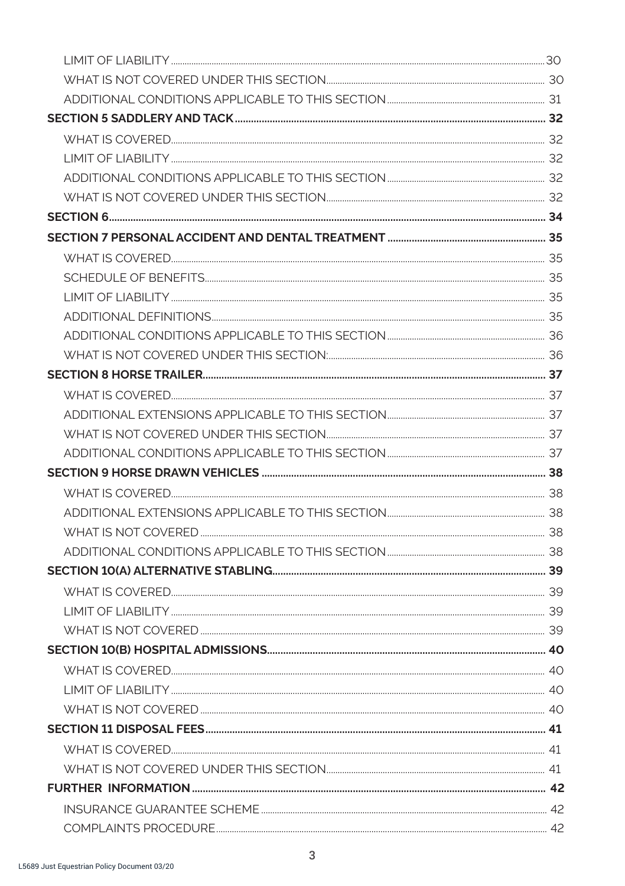LIMIT OF LIABILITY ........ 30
WHAT IS NOT COVERED UNDER THIS SECTION ........ 30
ADDITIONAL CONDITIONS APPLICABLE TO THIS SECTION ........ 31

**SECTION 5 SADDLERY AND TACK ........ 32**

WHAT IS COVERED ........ 32
LIMIT OF LIABILITY ........ 32
ADDITIONAL CONDITIONS APPLICABLE TO THIS SECTION ........ 32
WHAT IS NOT COVERED UNDER THIS SECTION ........ 32

**SECTION 6 ........ 34**

**SECTION 7 PERSONAL ACCIDENT AND DENTAL TREATMENT ........ 35**

WHAT IS COVERED ........ 35
SCHEDULE OF BENEFITS ........ 35
LIMIT OF LIABILITY ........ 35
ADDITIONAL DEFINITIONS ........ 35
ADDITIONAL CONDITIONS APPLICABLE TO THIS SECTION ........ 36
WHAT IS NOT COVERED UNDER THIS SECTION: ........ 36

**SECTION 8 HORSE TRAILER ........ 37**

WHAT IS COVERED ........ 37
ADDITIONAL EXTENSIONS APPLICABLE TO THIS SECTION ........ 37
WHAT IS NOT COVERED UNDER THIS SECTION ........ 37
ADDITIONAL CONDITIONS APPLICABLE TO THIS SECTION ........ 37

**SECTION 9 HORSE DRAWN VEHICLES ........ 38**

WHAT IS COVERED ........ 38
ADDITIONAL EXTENSIONS APPLICABLE TO THIS SECTION ........ 38
WHAT IS NOT COVERED ........ 38
ADDITIONAL CONDITIONS APPLICABLE TO THIS SECTION ........ 38

**SECTION 10(A) ALTERNATIVE STABLING ........ 39**

WHAT IS COVERED ........ 39
LIMIT OF LIABILITY ........ 39
WHAT IS NOT COVERED ........ 39

**SECTION 10(B) HOSPITAL ADMISSIONS ........ 40**

WHAT IS COVERED ........ 40
LIMIT OF LIABILITY ........ 40
WHAT IS NOT COVERED ........ 40

**SECTION 11 DISPOSAL FEES ........ 41**

WHAT IS COVERED ........ 41
WHAT IS NOT COVERED UNDER THIS SECTION ........ 41

**FURTHER INFORMATION ........ 42**

INSURANCE GUARANTEE SCHEME ........ 42
COMPLAINTS PROCEDURE ........ 42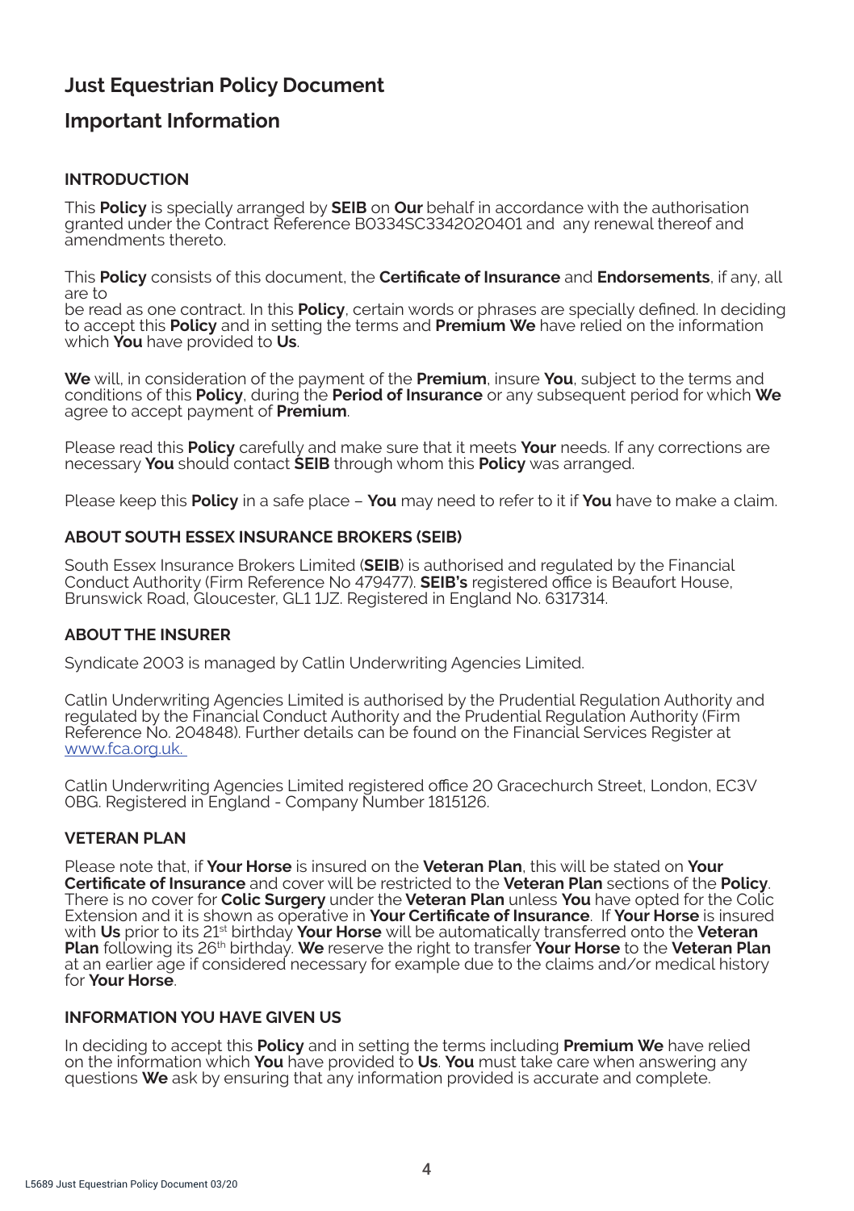# Just Equestrian Policy Document

## Important Information

### INTRODUCTION

This **Policy** is specially arranged by **SEIB** on **Our** behalf in accordance with the authorisation granted under the Contract Reference B0334SC3342020401 and any renewal thereof and amendments thereto.

This **Policy** consists of this document, the **Certificate of Insurance** and **Endorsements**, if any, all are to be read as one contract. In this **Policy**, certain words or phrases are specially defined. In deciding to accept this **Policy** and in setting the terms and **Premium We** have relied on the information which **You** have provided to **Us**.

**We** will, in consideration of the payment of the **Premium**, insure **You**, subject to the terms and conditions of this **Policy**, during the **Period of Insurance** or any subsequent period for which **We** agree to accept payment of **Premium**.

Please read this **Policy** carefully and make sure that it meets **Your** needs. If any corrections are necessary **You** should contact **SEIB** through whom this **Policy** was arranged.

Please keep this **Policy** in a safe place – **You** may need to refer to it if **You** have to make a claim.

### ABOUT SOUTH ESSEX INSURANCE BROKERS (SEIB)

South Essex Insurance Brokers Limited (**SEIB**) is authorised and regulated by the Financial Conduct Authority (Firm Reference No 479477). **SEIB's** registered office is Beaufort House, Brunswick Road, Gloucester, GL1 1JZ. Registered in England No. 6317314.

### ABOUT THE INSURER

Syndicate 2003 is managed by Catlin Underwriting Agencies Limited.

Catlin Underwriting Agencies Limited is authorised by the Prudential Regulation Authority and regulated by the Financial Conduct Authority and the Prudential Regulation Authority (Firm Reference No. 204848). Further details can be found on the Financial Services Register at www.fca.org.uk.

Catlin Underwriting Agencies Limited registered office 20 Gracechurch Street, London, EC3V 0BG. Registered in England - Company Number 1815126.

### VETERAN PLAN

Please note that, if **Your Horse** is insured on the **Veteran Plan**, this will be stated on **Your Certificate of Insurance** and cover will be restricted to the **Veteran Plan** sections of the **Policy**. There is no cover for **Colic Surgery** under the **Veteran Plan** unless **You** have opted for the Colic Extension and it is shown as operative in **Your Certificate of Insurance**. If **Your Horse** is insured with **Us** prior to its 21st birthday **Your Horse** will be automatically transferred onto the **Veteran Plan** following its 26th birthday. **We** reserve the right to transfer **Your Horse** to the **Veteran Plan** at an earlier age if considered necessary for example due to the claims and/or medical history for **Your Horse**.

### INFORMATION YOU HAVE GIVEN US

In deciding to accept this **Policy** and in setting the terms including **Premium We** have relied on the information which **You** have provided to **Us**. **You** must take care when answering any questions **We** ask by ensuring that any information provided is accurate and complete.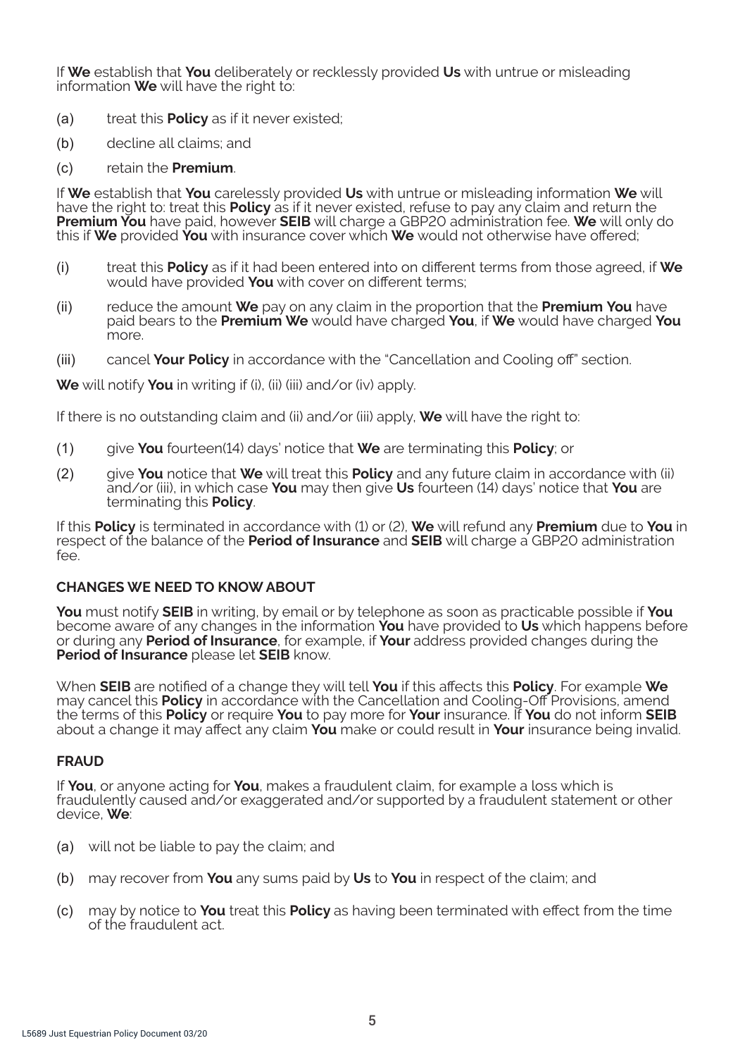If **We** establish that **You** deliberately or recklessly provided **Us** with untrue or misleading information **We** will have the right to:

(a) treat this **Policy** as if it never existed;

(b) decline all claims; and

(c) retain the **Premium**.

If **We** establish that **You** carelessly provided **Us** with untrue or misleading information **We** will have the right to: treat this **Policy** as if it never existed, refuse to pay any claim and return the **Premium You** have paid, however **SEIB** will charge a GBP20 administration fee. **We** will only do this if **We** provided **You** with insurance cover which **We** would not otherwise have offered;

(i) treat this **Policy** as if it had been entered into on different terms from those agreed, if **We** would have provided **You** with cover on different terms;

(ii) reduce the amount **We** pay on any claim in the proportion that the **Premium You** have paid bears to the **Premium We** would have charged **You**, if **We** would have charged **You** more.

(iii) cancel **Your Policy** in accordance with the "Cancellation and Cooling off" section.

**We** will notify **You** in writing if (i), (ii) (iii) and/or (iv) apply.

If there is no outstanding claim and (ii) and/or (iii) apply, **We** will have the right to:

(1) give **You** fourteen(14) days' notice that **We** are terminating this **Policy**; or

(2) give **You** notice that **We** will treat this **Policy** and any future claim in accordance with (ii) and/or (iii), in which case **You** may then give **Us** fourteen (14) days' notice that **You** are terminating this **Policy**.

If this **Policy** is terminated in accordance with (1) or (2), **We** will refund any **Premium** due to **You** in respect of the balance of the **Period of Insurance** and **SEIB** will charge a GBP20 administration fee.

## CHANGES WE NEED TO KNOW ABOUT

**You** must notify **SEIB** in writing, by email or by telephone as soon as practicable possible if **You** become aware of any changes in the information **You** have provided to **Us** which happens before or during any **Period of Insurance**, for example, if **Your** address provided changes during the **Period of Insurance** please let **SEIB** know.

When **SEIB** are notified of a change they will tell **You** if this affects this **Policy**. For example **We** may cancel this **Policy** in accordance with the Cancellation and Cooling-Off Provisions, amend the terms of this **Policy** or require **You** to pay more for **Your** insurance. If **You** do not inform **SEIB** about a change it may affect any claim **You** make or could result in **Your** insurance being invalid.

## FRAUD

If **You**, or anyone acting for **You**, makes a fraudulent claim, for example a loss which is fraudulently caused and/or exaggerated and/or supported by a fraudulent statement or other device, **We**:

(a) will not be liable to pay the claim; and

(b) may recover from **You** any sums paid by **Us** to **You** in respect of the claim; and

(c) may by notice to **You** treat this **Policy** as having been terminated with effect from the time of the fraudulent act.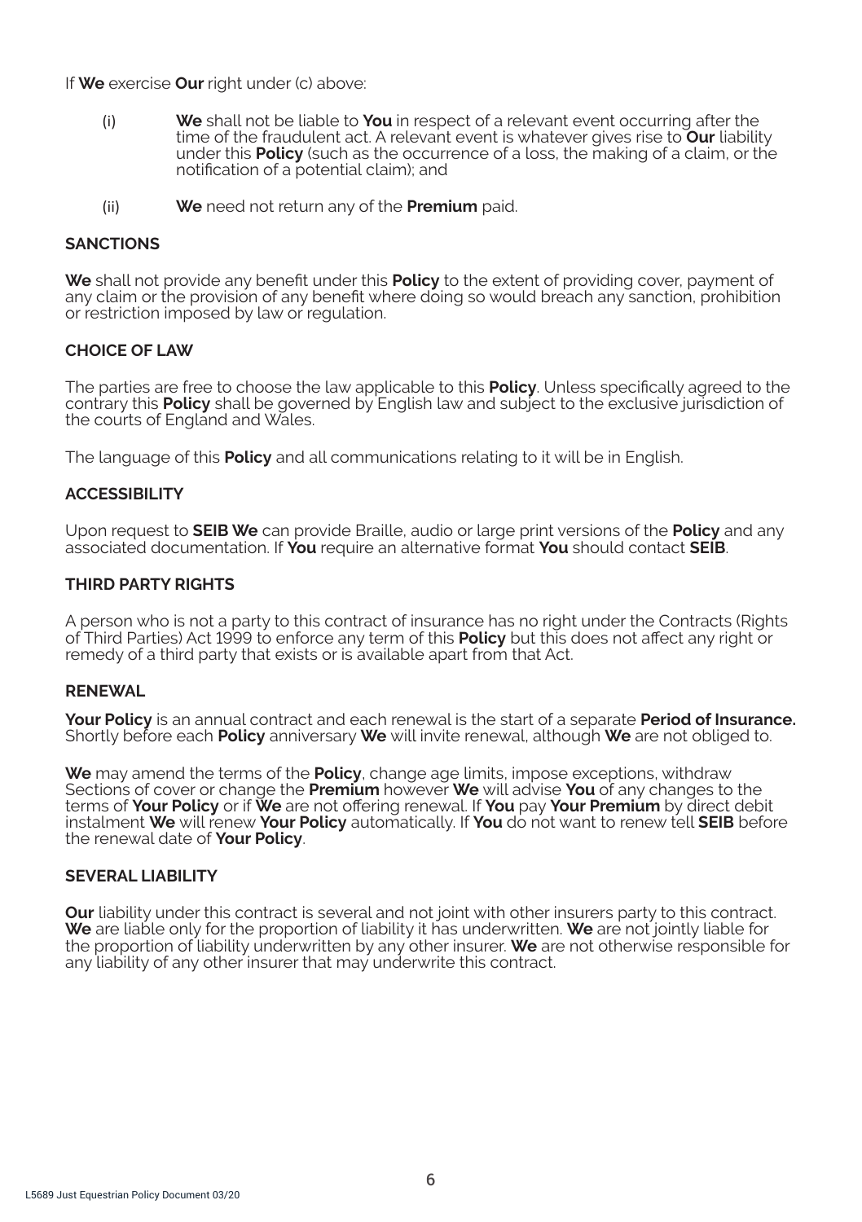If **We** exercise **Our** right under (c) above:

(i) **We** shall not be liable to **You** in respect of a relevant event occurring after the time of the fraudulent act. A relevant event is whatever gives rise to **Our** liability under this **Policy** (such as the occurrence of a loss, the making of a claim, or the notification of a potential claim); and

(ii) **We** need not return any of the **Premium** paid.

## SANCTIONS

**We** shall not provide any benefit under this **Policy** to the extent of providing cover, payment of any claim or the provision of any benefit where doing so would breach any sanction, prohibition or restriction imposed by law or regulation.

## CHOICE OF LAW

The parties are free to choose the law applicable to this **Policy**. Unless specifically agreed to the contrary this **Policy** shall be governed by English law and subject to the exclusive jurisdiction of the courts of England and Wales.

The language of this **Policy** and all communications relating to it will be in English.

## ACCESSIBILITY

Upon request to **SEIB We** can provide Braille, audio or large print versions of the **Policy** and any associated documentation. If **You** require an alternative format **You** should contact **SEIB**.

## THIRD PARTY RIGHTS

A person who is not a party to this contract of insurance has no right under the Contracts (Rights of Third Parties) Act 1999 to enforce any term of this **Policy** but this does not affect any right or remedy of a third party that exists or is available apart from that Act.

## RENEWAL

**Your Policy** is an annual contract and each renewal is the start of a separate **Period of Insurance.** Shortly before each **Policy** anniversary **We** will invite renewal, although **We** are not obliged to.

**We** may amend the terms of the **Policy**, change age limits, impose exceptions, withdraw Sections of cover or change the **Premium** however **We** will advise **You** of any changes to the terms of **Your Policy** or if **We** are not offering renewal. If **You** pay **Your Premium** by direct debit instalment **We** will renew **Your Policy** automatically. If **You** do not want to renew tell **SEIB** before the renewal date of **Your Policy**.

## SEVERAL LIABILITY

**Our** liability under this contract is several and not joint with other insurers party to this contract. **We** are liable only for the proportion of liability it has underwritten. **We** are not jointly liable for the proportion of liability underwritten by any other insurer. **We** are not otherwise responsible for any liability of any other insurer that may underwrite this contract.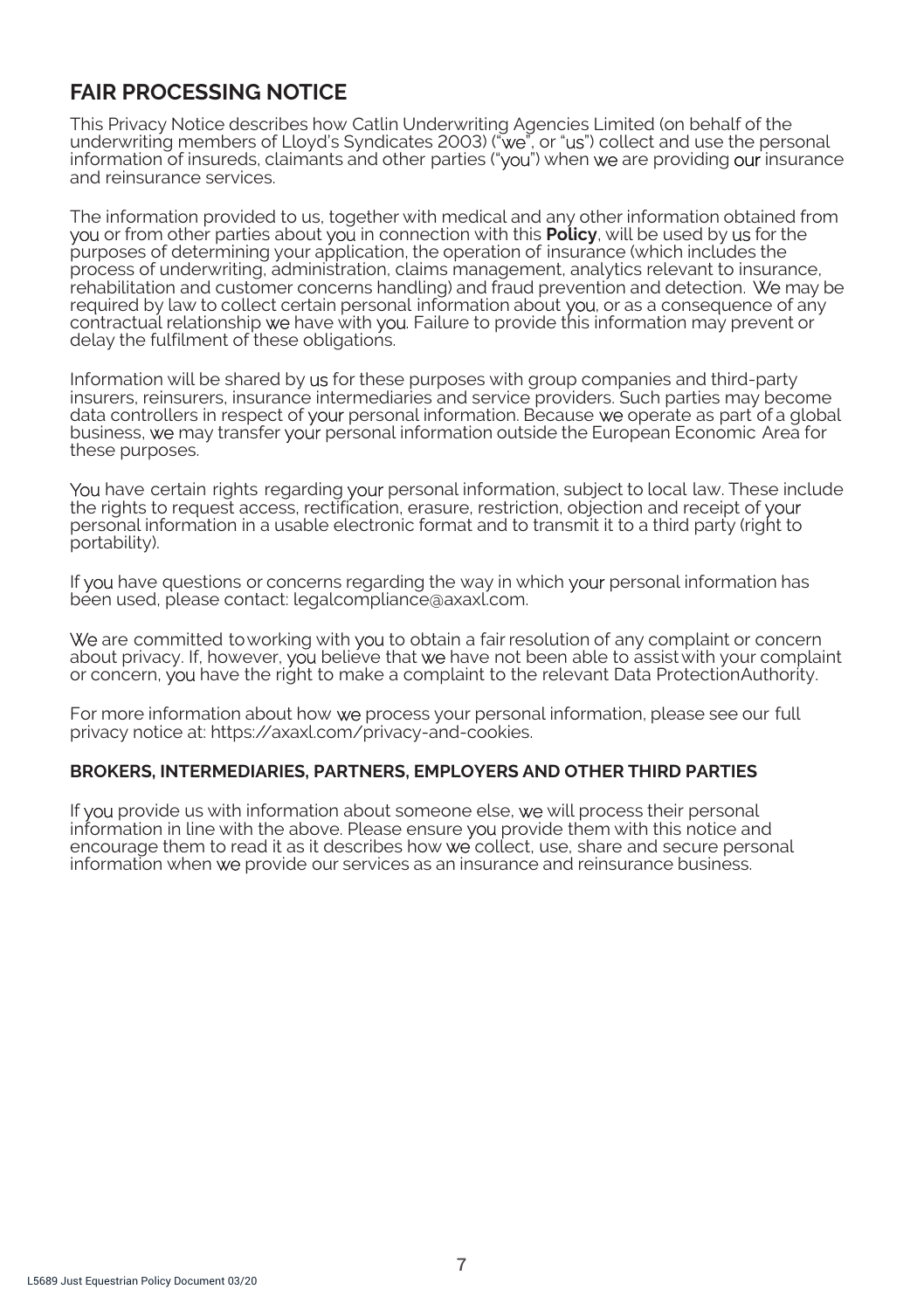## FAIR PROCESSING NOTICE

This Privacy Notice describes how Catlin Underwriting Agencies Limited (on behalf of the underwriting members of Lloyd's Syndicates 2003) ("we", or "us") collect and use the personal information of insureds, claimants and other parties ("you") when we are providing our insurance and reinsurance services.

The information provided to us, together with medical and any other information obtained from you or from other parties about you in connection with this **Policy**, will be used by us for the purposes of determining your application, the operation of insurance (which includes the process of underwriting, administration, claims management, analytics relevant to insurance, rehabilitation and customer concerns handling) and fraud prevention and detection. We may be required by law to collect certain personal information about you, or as a consequence of any contractual relationship we have with you. Failure to provide this information may prevent or delay the fulfilment of these obligations.

Information will be shared by us for these purposes with group companies and third-party insurers, reinsurers, insurance intermediaries and service providers. Such parties may become data controllers in respect of your personal information. Because we operate as part of a global business, we may transfer your personal information outside the European Economic Area for these purposes.

You have certain rights regarding your personal information, subject to local law. These include the rights to request access, rectification, erasure, restriction, objection and receipt of your personal information in a usable electronic format and to transmit it to a third party (right to portability).

If you have questions or concerns regarding the way in which your personal information has been used, please contact: legalcompliance@axaxl.com.

We are committed to working with you to obtain a fair resolution of any complaint or concern about privacy. If, however, you believe that we have not been able to assist with your complaint or concern, you have the right to make a complaint to the relevant Data Protection Authority.

For more information about how we process your personal information, please see our full privacy notice at: https://axaxl.com/privacy-and-cookies.

### BROKERS, INTERMEDIARIES, PARTNERS, EMPLOYERS AND OTHER THIRD PARTIES

If you provide us with information about someone else, we will process their personal information in line with the above. Please ensure you provide them with this notice and encourage them to read it as it describes how we collect, use, share and secure personal information when we provide our services as an insurance and reinsurance business.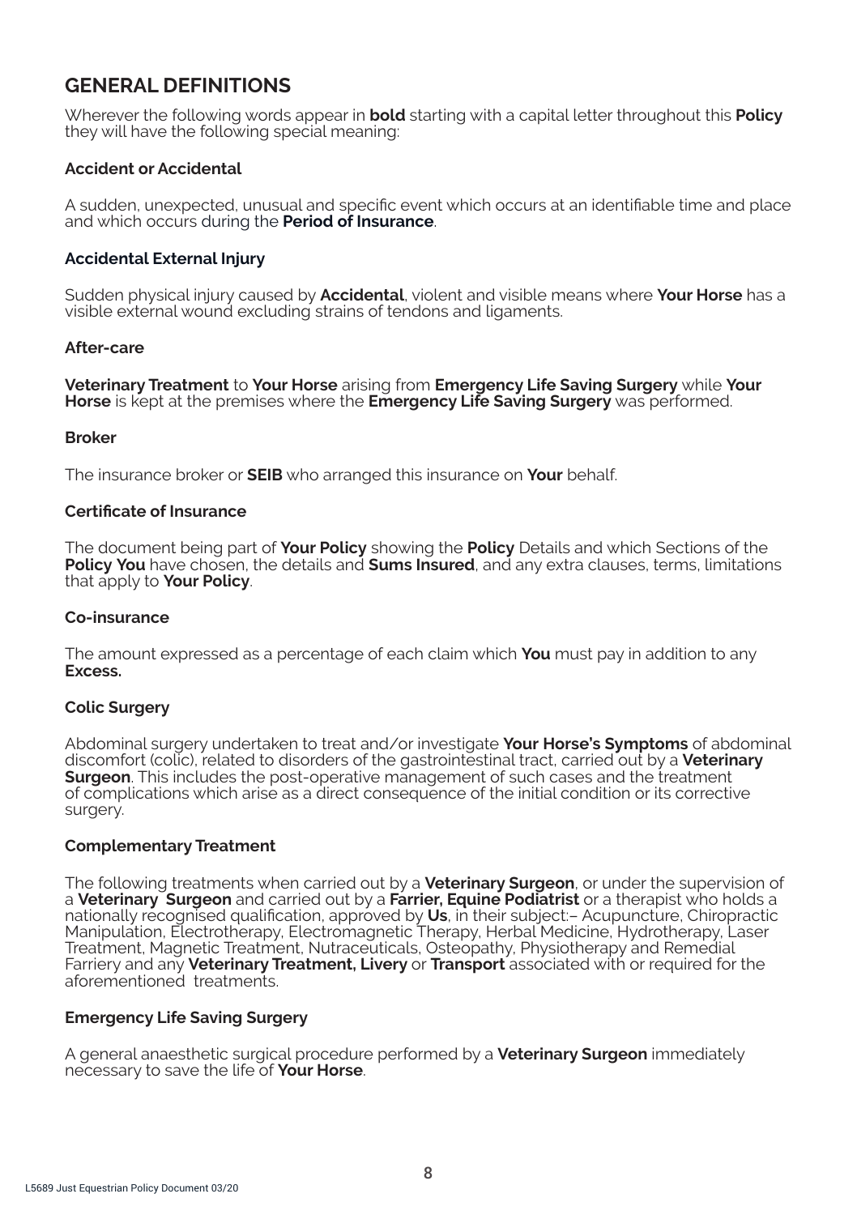## GENERAL DEFINITIONS

Wherever the following words appear in **bold** starting with a capital letter throughout this **Policy** they will have the following special meaning:

### Accident or Accidental

A sudden, unexpected, unusual and specific event which occurs at an identifiable time and place and which occurs during the **Period of Insurance**.

### Accidental External Injury

Sudden physical injury caused by **Accidental**, violent and visible means where **Your Horse** has a visible external wound excluding strains of tendons and ligaments.

### After-care

**Veterinary Treatment** to **Your Horse** arising from **Emergency Life Saving Surgery** while **Your Horse** is kept at the premises where the **Emergency Life Saving Surgery** was performed.

### Broker

The insurance broker or **SEIB** who arranged this insurance on **Your** behalf.

### Certificate of Insurance

The document being part of **Your Policy** showing the **Policy** Details and which Sections of the **Policy You** have chosen, the details and **Sums Insured**, and any extra clauses, terms, limitations that apply to **Your Policy**.

### Co-insurance

The amount expressed as a percentage of each claim which **You** must pay in addition to any **Excess.**

### Colic Surgery

Abdominal surgery undertaken to treat and/or investigate **Your Horse's Symptoms** of abdominal discomfort (colic), related to disorders of the gastrointestinal tract, carried out by a **Veterinary Surgeon**. This includes the post-operative management of such cases and the treatment of complications which arise as a direct consequence of the initial condition or its corrective surgery.

### Complementary Treatment

The following treatments when carried out by a **Veterinary Surgeon**, or under the supervision of a **Veterinary Surgeon** and carried out by a **Farrier, Equine Podiatrist** or a therapist who holds a nationally recognised qualification, approved by **Us**, in their subject:– Acupuncture, Chiropractic Manipulation, Electrotherapy, Electromagnetic Therapy, Herbal Medicine, Hydrotherapy, Laser Treatment, Magnetic Treatment, Nutraceuticals, Osteopathy, Physiotherapy and Remedial Farriery and any **Veterinary Treatment, Livery** or **Transport** associated with or required for the aforementioned treatments.

### Emergency Life Saving Surgery

A general anaesthetic surgical procedure performed by a **Veterinary Surgeon** immediately necessary to save the life of **Your Horse**.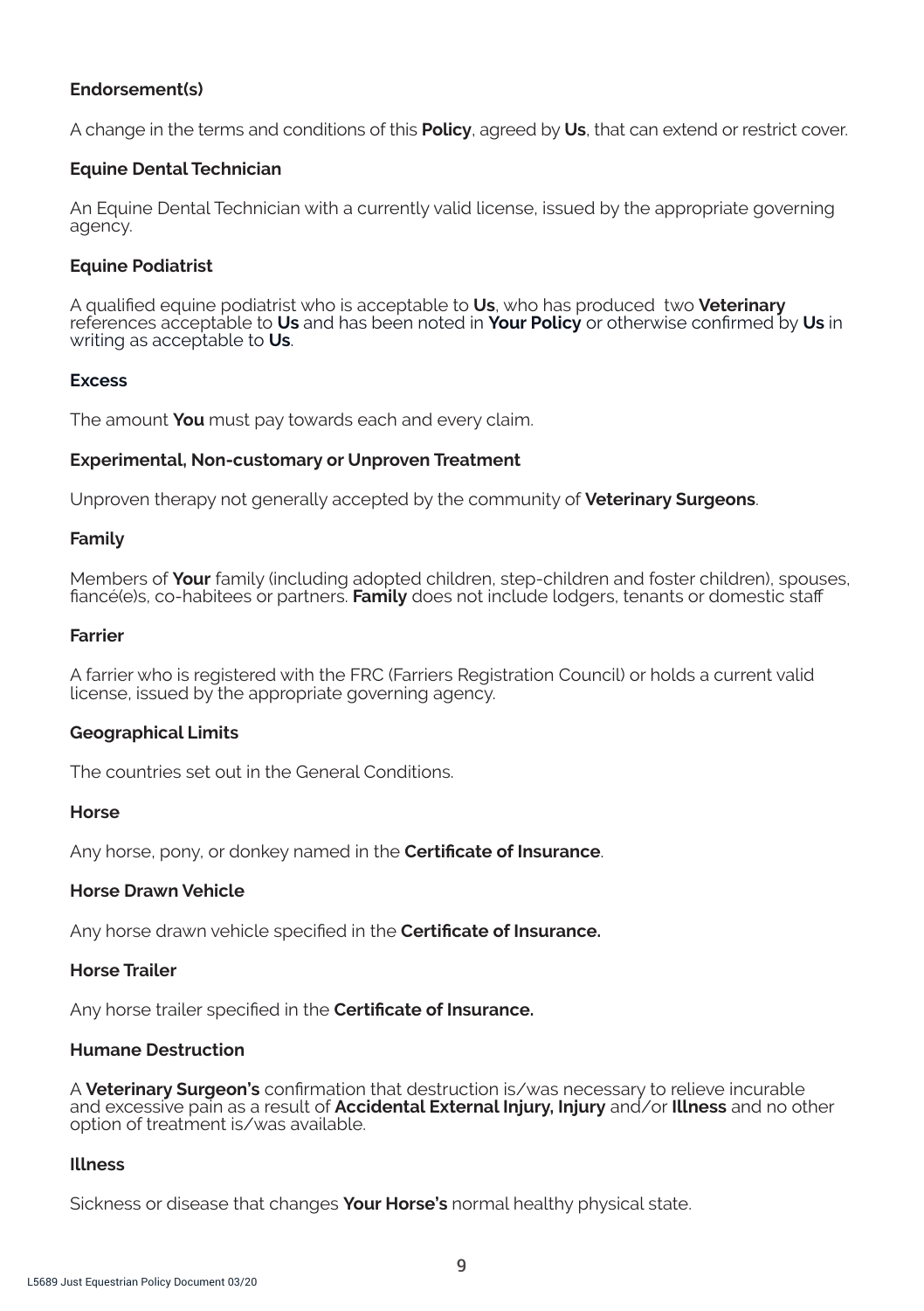**Endorsement(s)**

A change in the terms and conditions of this **Policy**, agreed by **Us**, that can extend or restrict cover.

**Equine Dental Technician**

An Equine Dental Technician with a currently valid license, issued by the appropriate governing agency.

**Equine Podiatrist**

A qualified equine podiatrist who is acceptable to **Us**, who has produced two **Veterinary** references acceptable to **Us** and has been noted in **Your Policy** or otherwise confirmed by **Us** in writing as acceptable to **Us**.

**Excess**

The amount **You** must pay towards each and every claim.

**Experimental, Non-customary or Unproven Treatment**

Unproven therapy not generally accepted by the community of **Veterinary Surgeons**.

**Family**

Members of **Your** family (including adopted children, step-children and foster children), spouses, fiancé(e)s, co-habitees or partners. **Family** does not include lodgers, tenants or domestic staff

**Farrier**

A farrier who is registered with the FRC (Farriers Registration Council) or holds a current valid license, issued by the appropriate governing agency.

**Geographical Limits**

The countries set out in the General Conditions.

**Horse**

Any horse, pony, or donkey named in the **Certificate of Insurance**.

**Horse Drawn Vehicle**

Any horse drawn vehicle specified in the **Certificate of Insurance.**

**Horse Trailer**

Any horse trailer specified in the **Certificate of Insurance.**

**Humane Destruction**

A **Veterinary Surgeon's** confirmation that destruction is/was necessary to relieve incurable and excessive pain as a result of **Accidental External Injury, Injury** and/or **Illness** and no other option of treatment is/was available.

**Illness**

Sickness or disease that changes **Your Horse's** normal healthy physical state.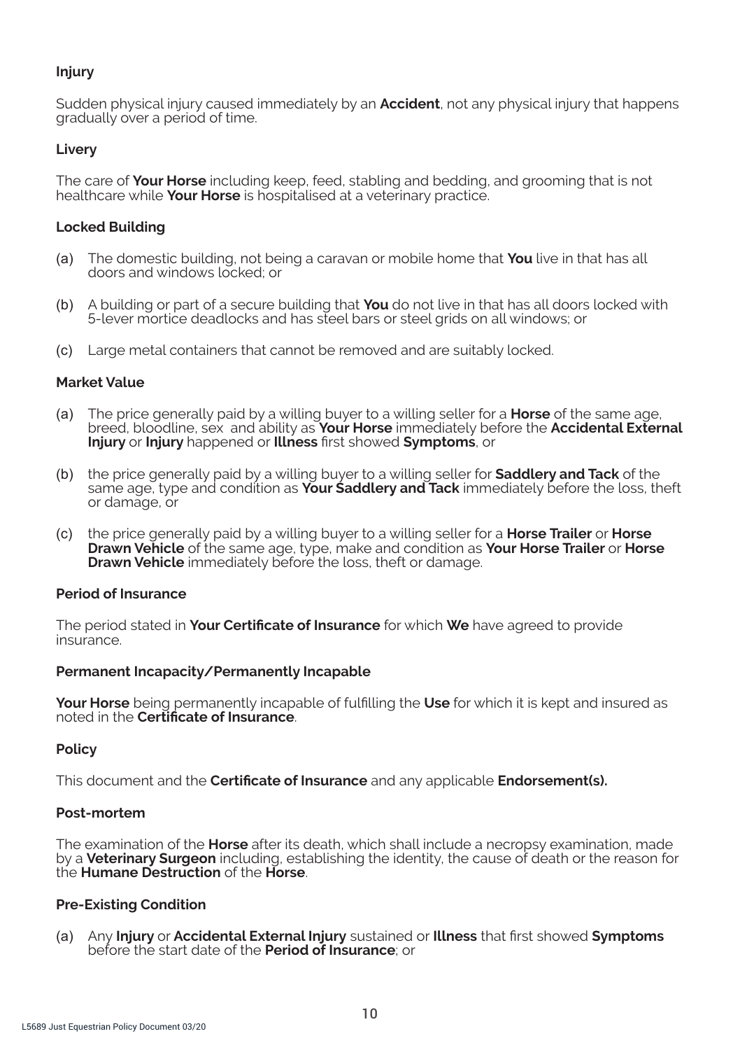### Injury

Sudden physical injury caused immediately by an **Accident**, not any physical injury that happens gradually over a period of time.

### Livery

The care of **Your Horse** including keep, feed, stabling and bedding, and grooming that is not healthcare while **Your Horse** is hospitalised at a veterinary practice.

### Locked Building

(a) The domestic building, not being a caravan or mobile home that **You** live in that has all doors and windows locked; or

(b) A building or part of a secure building that **You** do not live in that has all doors locked with 5-lever mortice deadlocks and has steel bars or steel grids on all windows; or

(c) Large metal containers that cannot be removed and are suitably locked.

### Market Value

(a) The price generally paid by a willing buyer to a willing seller for a **Horse** of the same age, breed, bloodline, sex and ability as **Your Horse** immediately before the **Accidental External Injury** or **Injury** happened or **Illness** first showed **Symptoms**, or

(b) the price generally paid by a willing buyer to a willing seller for **Saddlery and Tack** of the same age, type and condition as **Your Saddlery and Tack** immediately before the loss, theft or damage, or

(c) the price generally paid by a willing buyer to a willing seller for a **Horse Trailer** or **Horse Drawn Vehicle** of the same age, type, make and condition as **Your Horse Trailer** or **Horse Drawn Vehicle** immediately before the loss, theft or damage.

### Period of Insurance

The period stated in **Your Certificate of Insurance** for which **We** have agreed to provide insurance.

### Permanent Incapacity/Permanently Incapable

**Your Horse** being permanently incapable of fulfilling the **Use** for which it is kept and insured as noted in the **Certificate of Insurance**.

### Policy

This document and the **Certificate of Insurance** and any applicable **Endorsement(s).**

### Post-mortem

The examination of the **Horse** after its death, which shall include a necropsy examination, made by a **Veterinary Surgeon** including, establishing the identity, the cause of death or the reason for the **Humane Destruction** of the **Horse**.

### Pre-Existing Condition

(a) Any **Injury** or **Accidental External Injury** sustained or **Illness** that first showed **Symptoms** before the start date of the **Period of Insurance**; or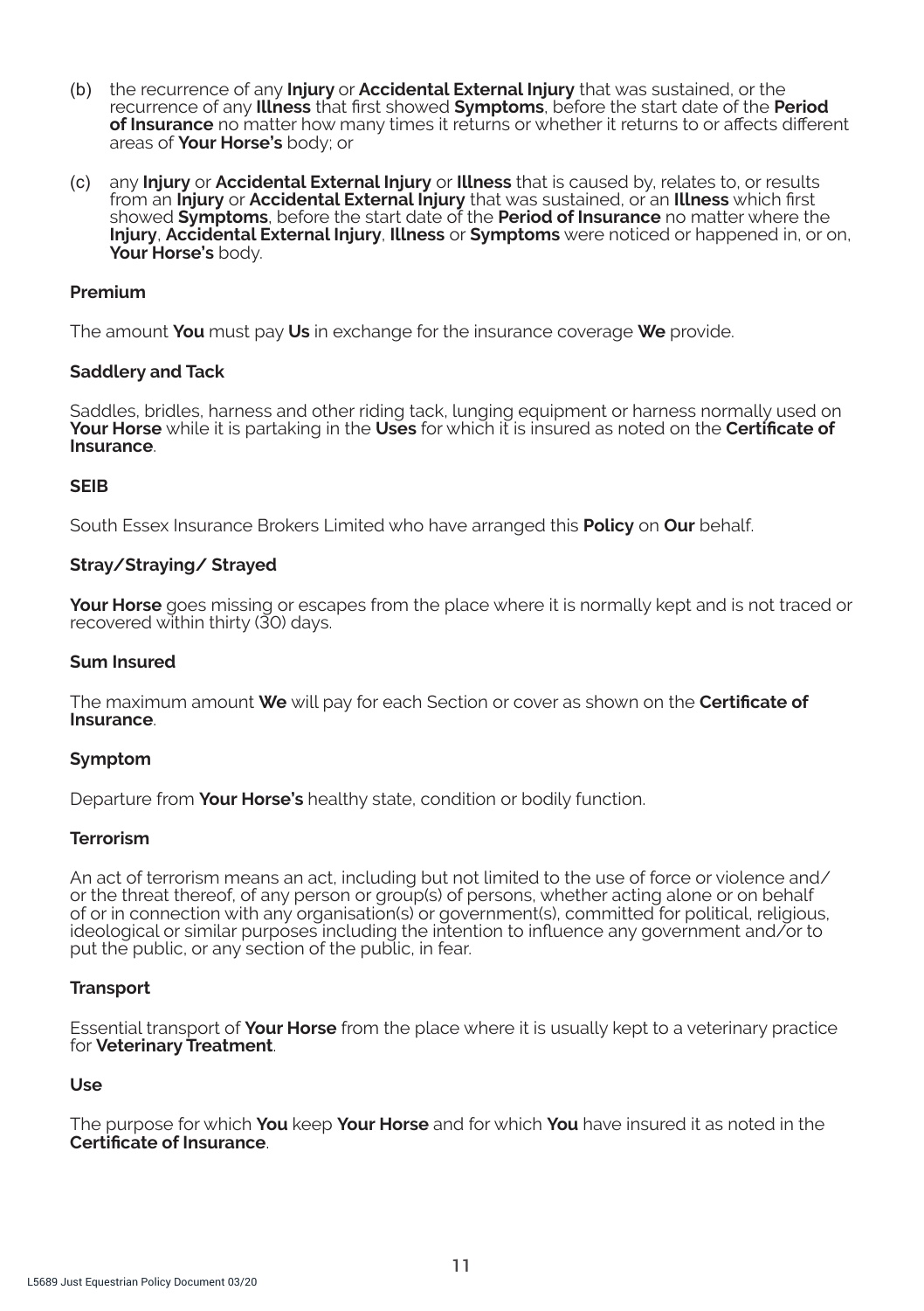(b) the recurrence of any **Injury** or **Accidental External Injury** that was sustained, or the recurrence of any **Illness** that first showed **Symptoms**, before the start date of the **Period of Insurance** no matter how many times it returns or whether it returns to or affects different areas of **Your Horse's** body; or

(c) any **Injury** or **Accidental External Injury** or **Illness** that is caused by, relates to, or results from an **Injury** or **Accidental External Injury** that was sustained, or an **Illness** which first showed **Symptoms**, before the start date of the **Period of Insurance** no matter where the **Injury**, **Accidental External Injury**, **Illness** or **Symptoms** were noticed or happened in, or on, **Your Horse's** body.

### Premium

The amount **You** must pay **Us** in exchange for the insurance coverage **We** provide.

### Saddlery and Tack

Saddles, bridles, harness and other riding tack, lunging equipment or harness normally used on **Your Horse** while it is partaking in the **Uses** for which it is insured as noted on the **Certificate of Insurance**.

### SEIB

South Essex Insurance Brokers Limited who have arranged this **Policy** on **Our** behalf.

### Stray/Straying/ Strayed

**Your Horse** goes missing or escapes from the place where it is normally kept and is not traced or recovered within thirty (30) days.

### Sum Insured

The maximum amount **We** will pay for each Section or cover as shown on the **Certificate of Insurance**.

### Symptom

Departure from **Your Horse's** healthy state, condition or bodily function.

### Terrorism

An act of terrorism means an act, including but not limited to the use of force or violence and/or the threat thereof, of any person or group(s) of persons, whether acting alone or on behalf of or in connection with any organisation(s) or government(s), committed for political, religious, ideological or similar purposes including the intention to influence any government and/or to put the public, or any section of the public, in fear.

### Transport

Essential transport of **Your Horse** from the place where it is usually kept to a veterinary practice for **Veterinary Treatment**.

### Use

The purpose for which **You** keep **Your Horse** and for which **You** have insured it as noted in the **Certificate of Insurance**.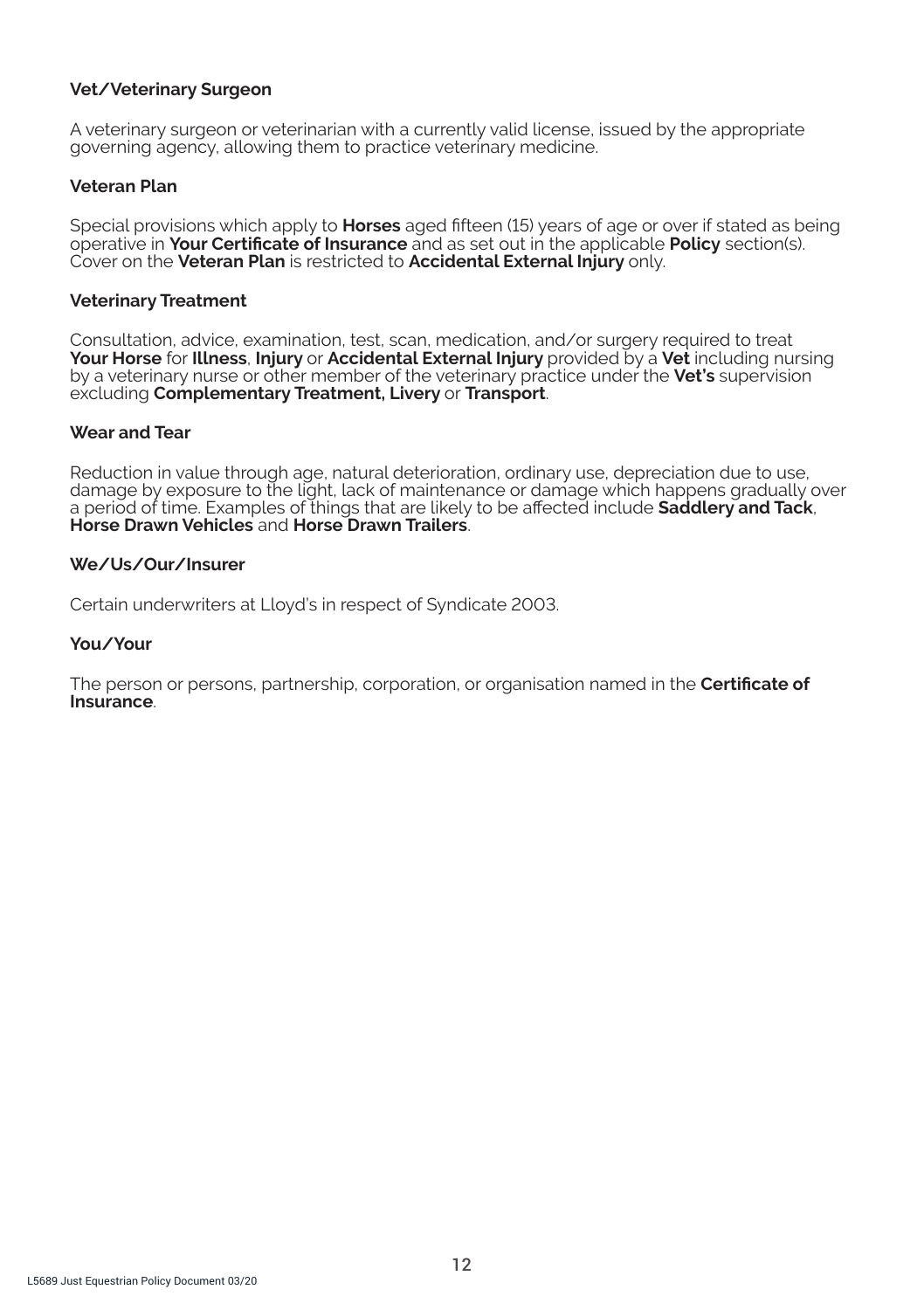**Vet/Veterinary Surgeon**

A veterinary surgeon or veterinarian with a currently valid license, issued by the appropriate governing agency, allowing them to practice veterinary medicine.

**Veteran Plan**

Special provisions which apply to **Horses** aged fifteen (15) years of age or over if stated as being operative in **Your Certificate of Insurance** and as set out in the applicable **Policy** section(s). Cover on the **Veteran Plan** is restricted to **Accidental External Injury** only.

**Veterinary Treatment**

Consultation, advice, examination, test, scan, medication, and/or surgery required to treat **Your Horse** for **Illness**, **Injury** or **Accidental External Injury** provided by a **Vet** including nursing by a veterinary nurse or other member of the veterinary practice under the **Vet's** supervision excluding **Complementary Treatment, Livery** or **Transport**.

**Wear and Tear**

Reduction in value through age, natural deterioration, ordinary use, depreciation due to use, damage by exposure to the light, lack of maintenance or damage which happens gradually over a period of time. Examples of things that are likely to be affected include **Saddlery and Tack**, **Horse Drawn Vehicles** and **Horse Drawn Trailers**.

**We/Us/Our/Insurer**

Certain underwriters at Lloyd's in respect of Syndicate 2003.

**You/Your**

The person or persons, partnership, corporation, or organisation named in the **Certificate of Insurance**.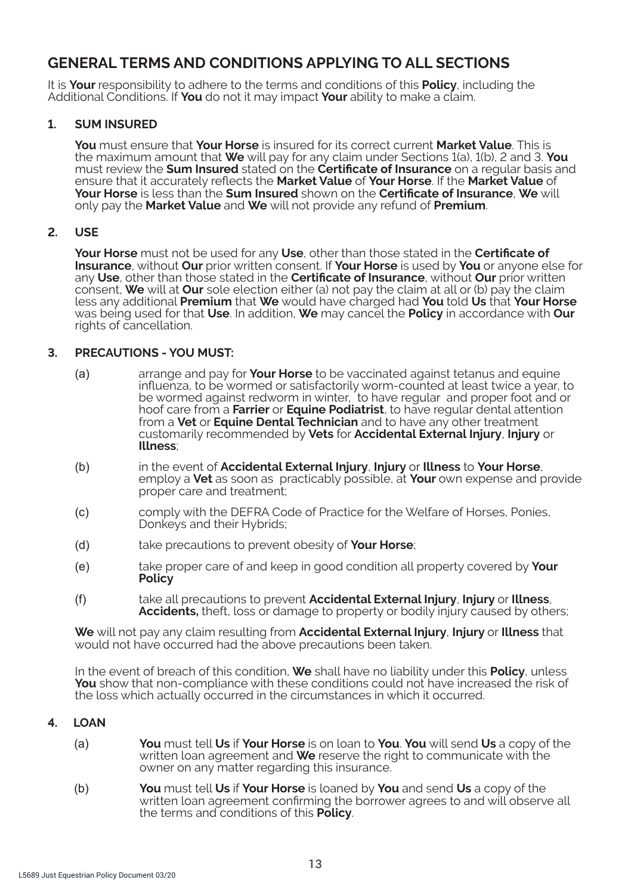## GENERAL TERMS AND CONDITIONS APPLYING TO ALL SECTIONS

It is **Your** responsibility to adhere to the terms and conditions of this **Policy**, including the Additional Conditions. If **You** do not it may impact **Your** ability to make a claim.

### 1. SUM INSURED

**You** must ensure that **Your Horse** is insured for its correct current **Market Value**. This is the maximum amount that **We** will pay for any claim under Sections 1(a), 1(b), 2 and 3. **You** must review the **Sum Insured** stated on the **Certificate of Insurance** on a regular basis and ensure that it accurately reflects the **Market Value** of **Your Horse**. If the **Market Value** of **Your Horse** is less than the **Sum Insured** shown on the **Certificate of Insurance**, **We** will only pay the **Market Value** and **We** will not provide any refund of **Premium**.

### 2. USE

**Your Horse** must not be used for any **Use**, other than those stated in the **Certificate of Insurance**, without **Our** prior written consent. If **Your Horse** is used by **You** or anyone else for any **Use**, other than those stated in the **Certificate of Insurance**, without **Our** prior written consent, **We** will at **Our** sole election either (a) not pay the claim at all or (b) pay the claim less any additional **Premium** that **We** would have charged had **You** told **Us** that **Your Horse** was being used for that **Use**. In addition, **We** may cancel the **Policy** in accordance with **Our** rights of cancellation.

### 3. PRECAUTIONS - YOU MUST:

(a) arrange and pay for **Your Horse** to be vaccinated against tetanus and equine influenza, to be wormed or satisfactorily worm-counted at least twice a year, to be wormed against redworm in winter, to have regular and proper foot and or hoof care from a **Farrier** or **Equine Podiatrist**, to have regular dental attention from a **Vet** or **Equine Dental Technician** and to have any other treatment customarily recommended by **Vets** for **Accidental External Injury**, **Injury** or **Illness**;

(b) in the event of **Accidental External Injury**, **Injury** or **Illness** to **Your Horse**, employ a **Vet** as soon as practicably possible, at **Your** own expense and provide proper care and treatment;

(c) comply with the DEFRA Code of Practice for the Welfare of Horses, Ponies, Donkeys and their Hybrids;

(d) take precautions to prevent obesity of **Your Horse**;

(e) take proper care of and keep in good condition all property covered by **Your Policy**

(f) take all precautions to prevent **Accidental External Injury**, **Injury** or **Illness**, **Accidents,** theft, loss or damage to property or bodily injury caused by others;

**We** will not pay any claim resulting from **Accidental External Injury**, **Injury** or **Illness** that would not have occurred had the above precautions been taken.

In the event of breach of this condition, **We** shall have no liability under this **Policy**, unless **You** show that non-compliance with these conditions could not have increased the risk of the loss which actually occurred in the circumstances in which it occurred.

### 4. LOAN

(a) **You** must tell **Us** if **Your Horse** is on loan to **You**. **You** will send **Us** a copy of the written loan agreement and **We** reserve the right to communicate with the owner on any matter regarding this insurance.

(b) **You** must tell **Us** if **Your Horse** is loaned by **You** and send **Us** a copy of the written loan agreement confirming the borrower agrees to and will observe all the terms and conditions of this **Policy**.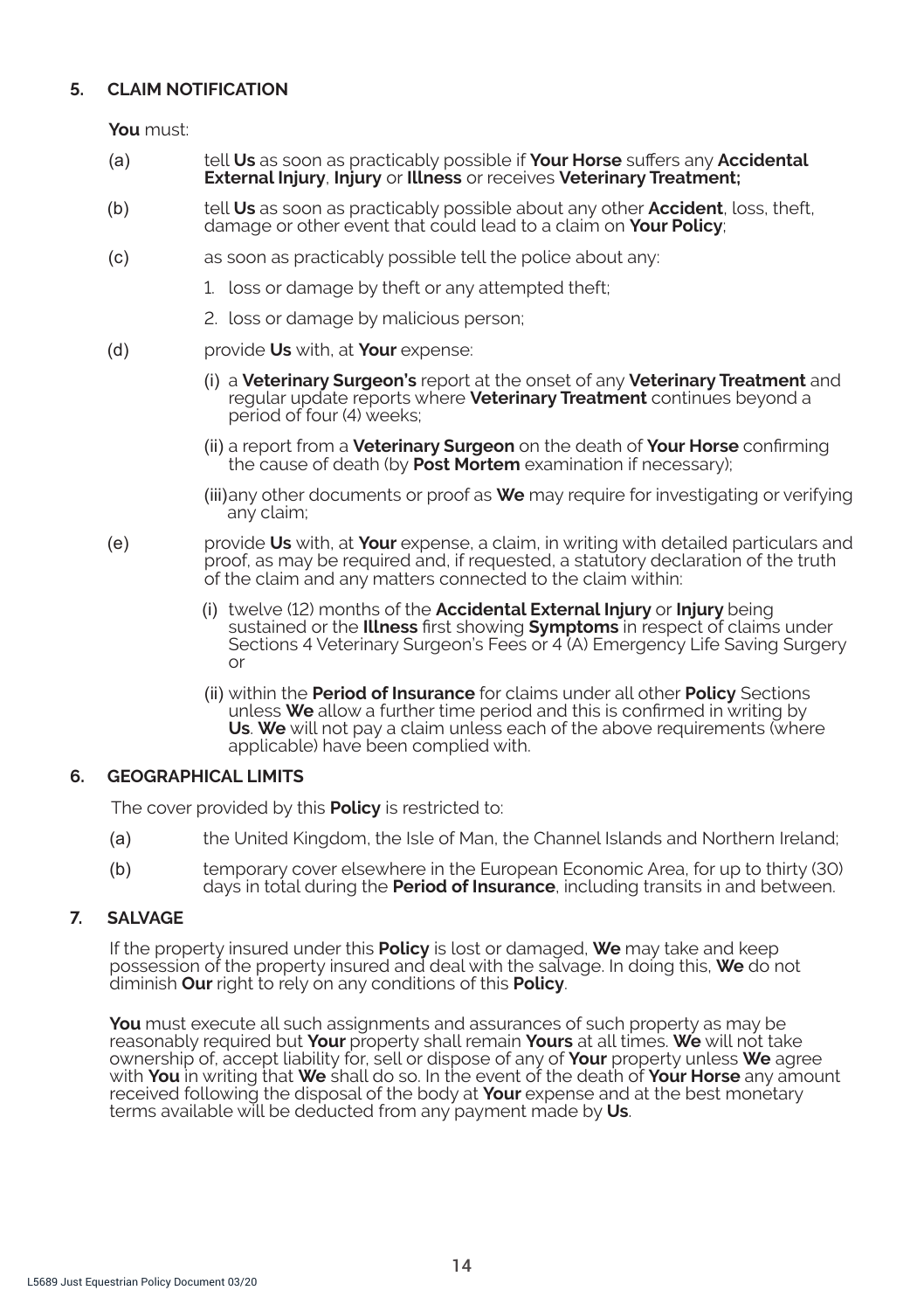## 5. CLAIM NOTIFICATION

**You** must:

(a) tell **Us** as soon as practicably possible if **Your Horse** suffers any **Accidental External Injury**, **Injury** or **Illness** or receives **Veterinary Treatment;**

(b) tell **Us** as soon as practicably possible about any other **Accident**, loss, theft, damage or other event that could lead to a claim on **Your Policy**;

(c) as soon as practicably possible tell the police about any:

1. loss or damage by theft or any attempted theft;
2. loss or damage by malicious person;

(d) provide **Us** with, at **Your** expense:

(i) a **Veterinary Surgeon's** report at the onset of any **Veterinary Treatment** and regular update reports where **Veterinary Treatment** continues beyond a period of four (4) weeks;

(ii) a report from a **Veterinary Surgeon** on the death of **Your Horse** confirming the cause of death (by **Post Mortem** examination if necessary);

(iii) any other documents or proof as **We** may require for investigating or verifying any claim;

(e) provide **Us** with, at **Your** expense, a claim, in writing with detailed particulars and proof, as may be required and, if requested, a statutory declaration of the truth of the claim and any matters connected to the claim within:

(i) twelve (12) months of the **Accidental External Injury** or **Injury** being sustained or the **Illness** first showing **Symptoms** in respect of claims under Sections 4 Veterinary Surgeon's Fees or 4 (A) Emergency Life Saving Surgery or

(ii) within the **Period of Insurance** for claims under all other **Policy** Sections unless **We** allow a further time period and this is confirmed in writing by **Us**. **We** will not pay a claim unless each of the above requirements (where applicable) have been complied with.

## 6. GEOGRAPHICAL LIMITS

The cover provided by this **Policy** is restricted to:

(a) the United Kingdom, the Isle of Man, the Channel Islands and Northern Ireland;

(b) temporary cover elsewhere in the European Economic Area, for up to thirty (30) days in total during the **Period of Insurance**, including transits in and between.

## 7. SALVAGE

If the property insured under this **Policy** is lost or damaged, **We** may take and keep possession of the property insured and deal with the salvage. In doing this, **We** do not diminish **Our** right to rely on any conditions of this **Policy**.

**You** must execute all such assignments and assurances of such property as may be reasonably required but **Your** property shall remain **Yours** at all times. **We** will not take ownership of, accept liability for, sell or dispose of any of **Your** property unless **We** agree with **You** in writing that **We** shall do so. In the event of the death of **Your Horse** any amount received following the disposal of the body at **Your** expense and at the best monetary terms available will be deducted from any payment made by **Us**.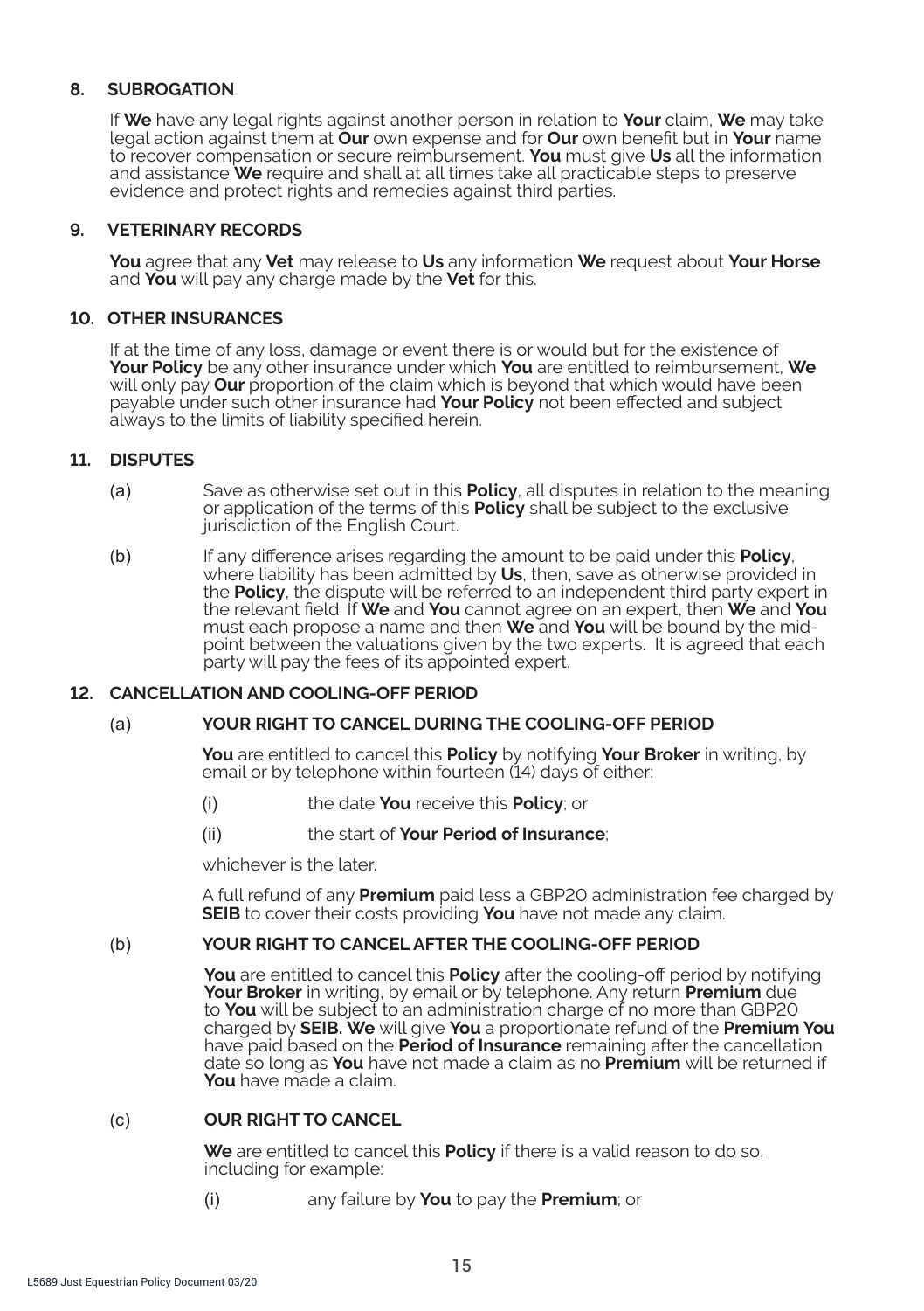## 8. SUBROGATION

If **We** have any legal rights against another person in relation to **Your** claim, **We** may take legal action against them at **Our** own expense and for **Our** own benefit but in **Your** name to recover compensation or secure reimbursement. **You** must give **Us** all the information and assistance **We** require and shall at all times take all practicable steps to preserve evidence and protect rights and remedies against third parties.

## 9. VETERINARY RECORDS

**You** agree that any **Vet** may release to **Us** any information **We** request about **Your Horse** and **You** will pay any charge made by the **Vet** for this.

## 10. OTHER INSURANCES

If at the time of any loss, damage or event there is or would but for the existence of **Your Policy** be any other insurance under which **You** are entitled to reimbursement, **We** will only pay **Our** proportion of the claim which is beyond that which would have been payable under such other insurance had **Your Policy** not been effected and subject always to the limits of liability specified herein.

## 11. DISPUTES

(a) Save as otherwise set out in this **Policy**, all disputes in relation to the meaning or application of the terms of this **Policy** shall be subject to the exclusive jurisdiction of the English Court.

(b) If any difference arises regarding the amount to be paid under this **Policy**, where liability has been admitted by **Us**, then, save as otherwise provided in the **Policy**, the dispute will be referred to an independent third party expert in the relevant field. If **We** and **You** cannot agree on an expert, then **We** and **You** must each propose a name and then **We** and **You** will be bound by the mid-point between the valuations given by the two experts. It is agreed that each party will pay the fees of its appointed expert.

## 12. CANCELLATION AND COOLING-OFF PERIOD

### (a) YOUR RIGHT TO CANCEL DURING THE COOLING-OFF PERIOD

**You** are entitled to cancel this **Policy** by notifying **Your Broker** in writing, by email or by telephone within fourteen (14) days of either:

(i) the date **You** receive this **Policy**; or

(ii) the start of **Your Period of Insurance**;

whichever is the later.

A full refund of any **Premium** paid less a GBP20 administration fee charged by **SEIB** to cover their costs providing **You** have not made any claim.

### (b) YOUR RIGHT TO CANCEL AFTER THE COOLING-OFF PERIOD

**You** are entitled to cancel this **Policy** after the cooling-off period by notifying **Your Broker** in writing, by email or by telephone. Any return **Premium** due to **You** will be subject to an administration charge of no more than GBP20 charged by **SEIB. We** will give **You** a proportionate refund of the **Premium You** have paid based on the **Period of Insurance** remaining after the cancellation date so long as **You** have not made a claim as no **Premium** will be returned if **You** have made a claim.

### (c) OUR RIGHT TO CANCEL

**We** are entitled to cancel this **Policy** if there is a valid reason to do so, including for example:

(i) any failure by **You** to pay the **Premium**; or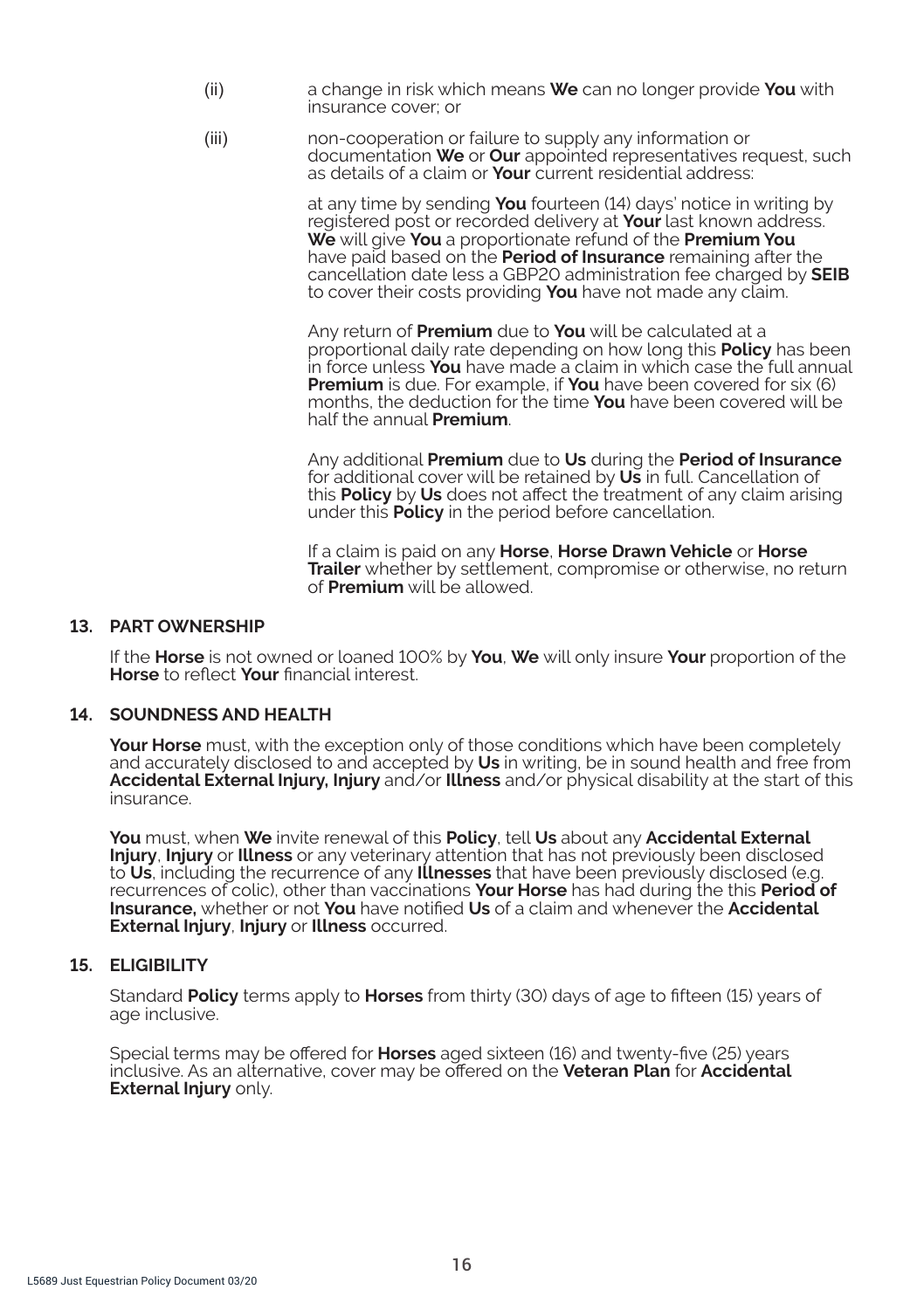(ii) a change in risk which means **We** can no longer provide **You** with insurance cover; or

(iii) non-cooperation or failure to supply any information or documentation **We** or **Our** appointed representatives request, such as details of a claim or **Your** current residential address:

at any time by sending **You** fourteen (14) days' notice in writing by registered post or recorded delivery at **Your** last known address. **We** will give **You** a proportionate refund of the **Premium You** have paid based on the **Period of Insurance** remaining after the cancellation date less a GBP20 administration fee charged by **SEIB** to cover their costs providing **You** have not made any claim.

Any return of **Premium** due to **You** will be calculated at a proportional daily rate depending on how long this **Policy** has been in force unless **You** have made a claim in which case the full annual **Premium** is due. For example, if **You** have been covered for six (6) months, the deduction for the time **You** have been covered will be half the annual **Premium**.

Any additional **Premium** due to **Us** during the **Period of Insurance** for additional cover will be retained by **Us** in full. Cancellation of this **Policy** by **Us** does not affect the treatment of any claim arising under this **Policy** in the period before cancellation.

If a claim is paid on any **Horse**, **Horse Drawn Vehicle** or **Horse Trailer** whether by settlement, compromise or otherwise, no return of **Premium** will be allowed.

### 13. PART OWNERSHIP

If the **Horse** is not owned or loaned 100% by **You**, **We** will only insure **Your** proportion of the **Horse** to reflect **Your** financial interest.

### 14. SOUNDNESS AND HEALTH

**Your Horse** must, with the exception only of those conditions which have been completely and accurately disclosed to and accepted by **Us** in writing, be in sound health and free from **Accidental External Injury, Injury** and/or **Illness** and/or physical disability at the start of this insurance.

**You** must, when **We** invite renewal of this **Policy**, tell **Us** about any **Accidental External Injury**, **Injury** or **Illness** or any veterinary attention that has not previously been disclosed to **Us**, including the recurrence of any **Illnesses** that have been previously disclosed (e.g. recurrences of colic), other than vaccinations **Your Horse** has had during the this **Period of Insurance,** whether or not **You** have notified **Us** of a claim and whenever the **Accidental External Injury**, **Injury** or **Illness** occurred.

### 15. ELIGIBILITY

Standard **Policy** terms apply to **Horses** from thirty (30) days of age to fifteen (15) years of age inclusive.

Special terms may be offered for **Horses** aged sixteen (16) and twenty-five (25) years inclusive. As an alternative, cover may be offered on the **Veteran Plan** for **Accidental External Injury** only.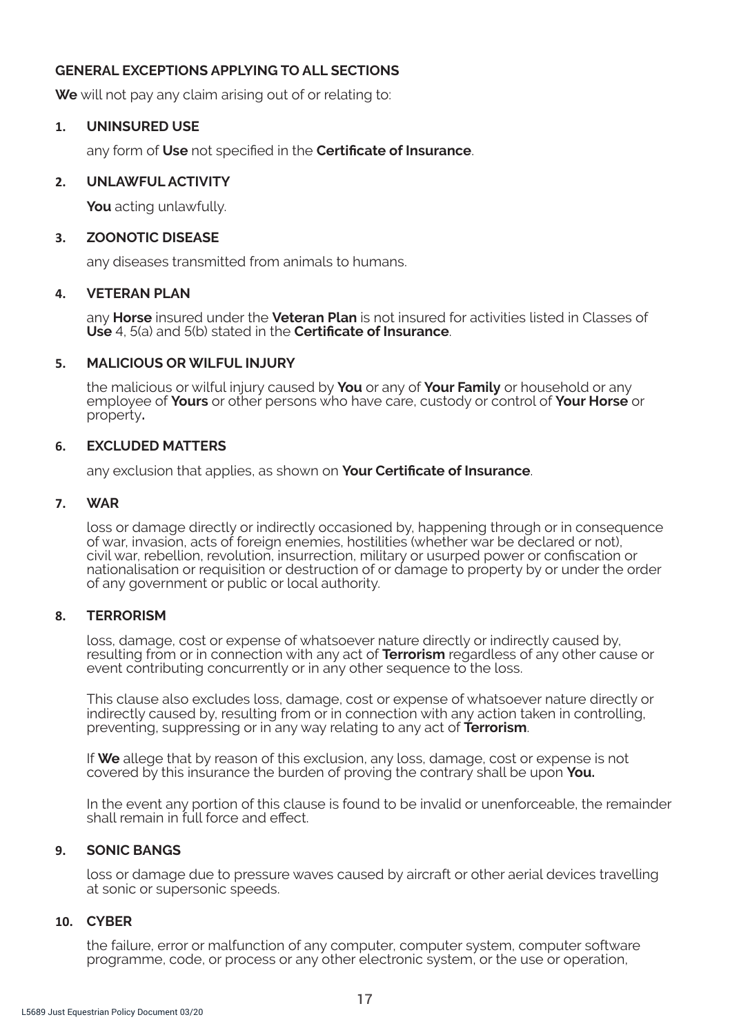## GENERAL EXCEPTIONS APPLYING TO ALL SECTIONS

**We** will not pay any claim arising out of or relating to:

### 1. UNINSURED USE

any form of **Use** not specified in the **Certificate of Insurance**.

### 2. UNLAWFUL ACTIVITY

**You** acting unlawfully.

### 3. ZOONOTIC DISEASE

any diseases transmitted from animals to humans.

### 4. VETERAN PLAN

any **Horse** insured under the **Veteran Plan** is not insured for activities listed in Classes of **Use** 4, 5(a) and 5(b) stated in the **Certificate of Insurance**.

### 5. MALICIOUS OR WILFUL INJURY

the malicious or wilful injury caused by **You** or any of **Your Family** or household or any employee of **Yours** or other persons who have care, custody or control of **Your Horse** or property**.**

### 6. EXCLUDED MATTERS

any exclusion that applies, as shown on **Your Certificate of Insurance**.

### 7. WAR

loss or damage directly or indirectly occasioned by, happening through or in consequence of war, invasion, acts of foreign enemies, hostilities (whether war be declared or not), civil war, rebellion, revolution, insurrection, military or usurped power or confiscation or nationalisation or requisition or destruction of or damage to property by or under the order of any government or public or local authority.

### 8. TERRORISM

loss, damage, cost or expense of whatsoever nature directly or indirectly caused by, resulting from or in connection with any act of **Terrorism** regardless of any other cause or event contributing concurrently or in any other sequence to the loss.

This clause also excludes loss, damage, cost or expense of whatsoever nature directly or indirectly caused by, resulting from or in connection with any action taken in controlling, preventing, suppressing or in any way relating to any act of **Terrorism**.

If **We** allege that by reason of this exclusion, any loss, damage, cost or expense is not covered by this insurance the burden of proving the contrary shall be upon **You.**

In the event any portion of this clause is found to be invalid or unenforceable, the remainder shall remain in full force and effect.

### 9. SONIC BANGS

loss or damage due to pressure waves caused by aircraft or other aerial devices travelling at sonic or supersonic speeds.

### 10. CYBER

the failure, error or malfunction of any computer, computer system, computer software programme, code, or process or any other electronic system, or the use or operation,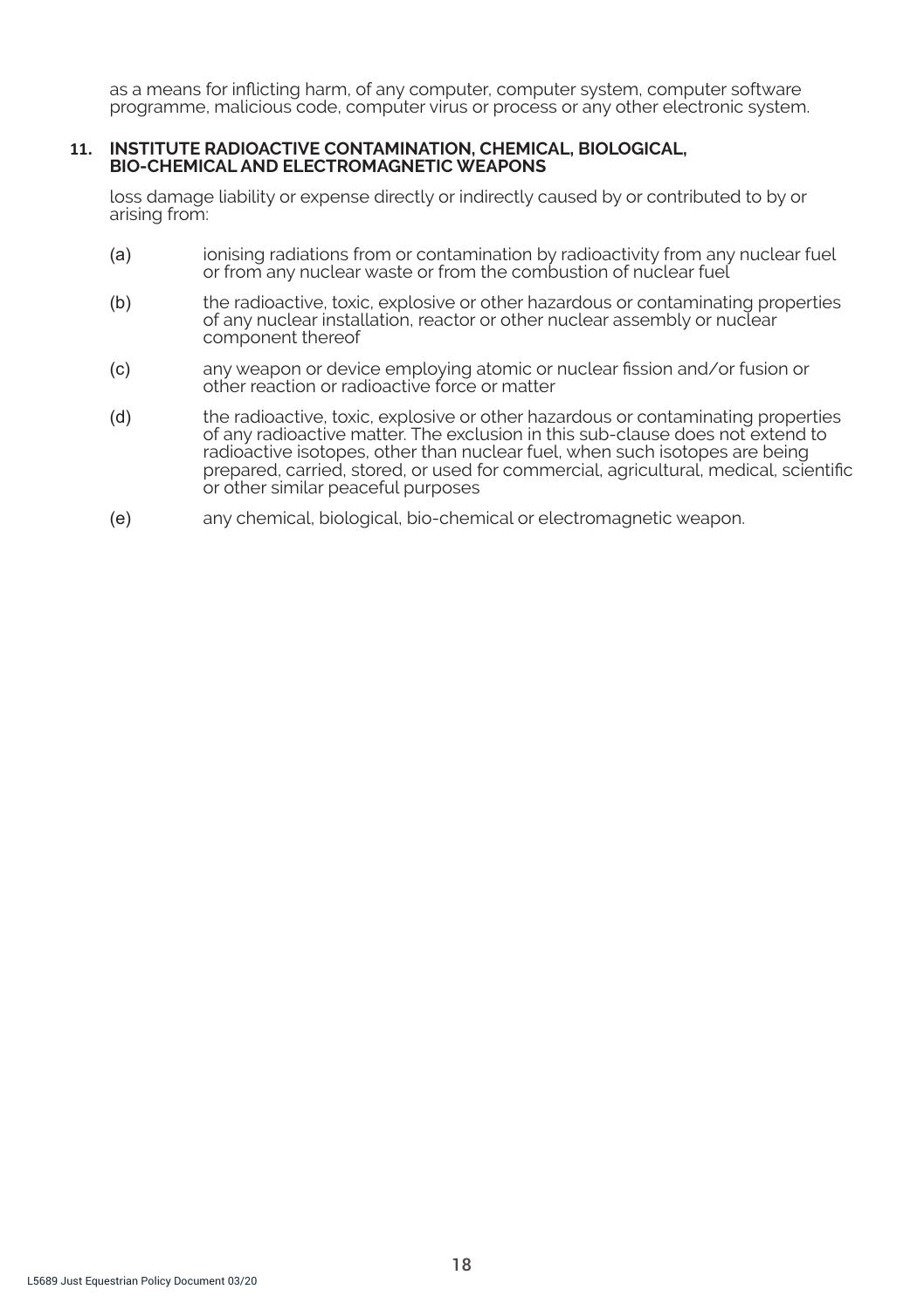as a means for inflicting harm, of any computer, computer system, computer software programme, malicious code, computer virus or process or any other electronic system.

**11. INSTITUTE RADIOACTIVE CONTAMINATION, CHEMICAL, BIOLOGICAL, BIO-CHEMICAL AND ELECTROMAGNETIC WEAPONS**

loss damage liability or expense directly or indirectly caused by or contributed to by or arising from:

(a) ionising radiations from or contamination by radioactivity from any nuclear fuel or from any nuclear waste or from the combustion of nuclear fuel

(b) the radioactive, toxic, explosive or other hazardous or contaminating properties of any nuclear installation, reactor or other nuclear assembly or nuclear component thereof

(c) any weapon or device employing atomic or nuclear fission and/or fusion or other reaction or radioactive force or matter

(d) the radioactive, toxic, explosive or other hazardous or contaminating properties of any radioactive matter. The exclusion in this sub-clause does not extend to radioactive isotopes, other than nuclear fuel, when such isotopes are being prepared, carried, stored, or used for commercial, agricultural, medical, scientific or other similar peaceful purposes

(e) any chemical, biological, bio-chemical or electromagnetic weapon.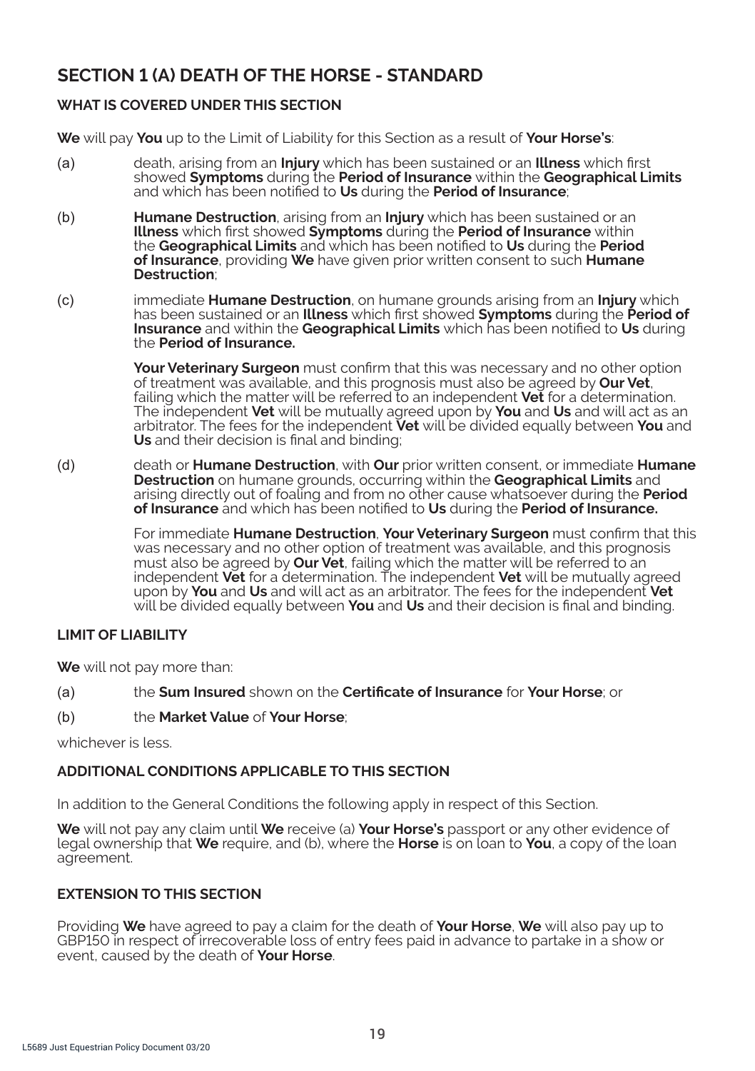## SECTION 1 (A) DEATH OF THE HORSE - STANDARD

### WHAT IS COVERED UNDER THIS SECTION

**We** will pay **You** up to the Limit of Liability for this Section as a result of **Your Horse's**:

(a) death, arising from an **Injury** which has been sustained or an **Illness** which first showed **Symptoms** during the **Period of Insurance** within the **Geographical Limits** and which has been notified to **Us** during the **Period of Insurance**;

(b) **Humane Destruction**, arising from an **Injury** which has been sustained or an **Illness** which first showed **Symptoms** during the **Period of Insurance** within the **Geographical Limits** and which has been notified to **Us** during the **Period of Insurance**, providing **We** have given prior written consent to such **Humane Destruction**;

(c) immediate **Humane Destruction**, on humane grounds arising from an **Injury** which has been sustained or an **Illness** which first showed **Symptoms** during the **Period of Insurance** and within the **Geographical Limits** which has been notified to **Us** during the **Period of Insurance.**

**Your Veterinary Surgeon** must confirm that this was necessary and no other option of treatment was available, and this prognosis must also be agreed by **Our Vet**, failing which the matter will be referred to an independent **Vet** for a determination. The independent **Vet** will be mutually agreed upon by **You** and **Us** and will act as an arbitrator. The fees for the independent **Vet** will be divided equally between **You** and **Us** and their decision is final and binding;

(d) death or **Humane Destruction**, with **Our** prior written consent, or immediate **Humane Destruction** on humane grounds, occurring within the **Geographical Limits** and arising directly out of foaling and from no other cause whatsoever during the **Period of Insurance** and which has been notified to **Us** during the **Period of Insurance.**

For immediate **Humane Destruction**, **Your Veterinary Surgeon** must confirm that this was necessary and no other option of treatment was available, and this prognosis must also be agreed by **Our Vet**, failing which the matter will be referred to an independent **Vet** for a determination. The independent **Vet** will be mutually agreed upon by **You** and **Us** and will act as an arbitrator. The fees for the independent **Vet** will be divided equally between **You** and **Us** and their decision is final and binding.

### LIMIT OF LIABILITY

**We** will not pay more than:

(a) the **Sum Insured** shown on the **Certificate of Insurance** for **Your Horse**; or

(b) the **Market Value** of **Your Horse**;

whichever is less.

### ADDITIONAL CONDITIONS APPLICABLE TO THIS SECTION

In addition to the General Conditions the following apply in respect of this Section.

**We** will not pay any claim until **We** receive (a) **Your Horse's** passport or any other evidence of legal ownership that **We** require, and (b), where the **Horse** is on loan to **You**, a copy of the loan agreement.

### EXTENSION TO THIS SECTION

Providing **We** have agreed to pay a claim for the death of **Your Horse**, **We** will also pay up to GBP150 in respect of irrecoverable loss of entry fees paid in advance to partake in a show or event, caused by the death of **Your Horse**.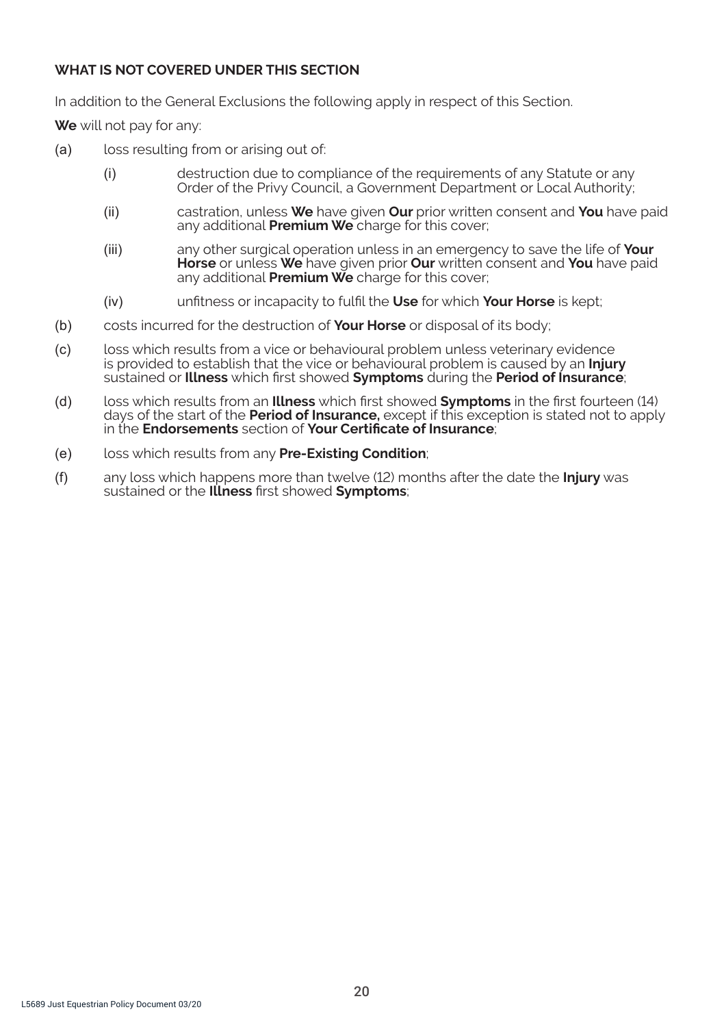**WHAT IS NOT COVERED UNDER THIS SECTION**

In addition to the General Exclusions the following apply in respect of this Section.

**We** will not pay for any:

(a) loss resulting from or arising out of:

   (i) destruction due to compliance of the requirements of any Statute or any Order of the Privy Council, a Government Department or Local Authority;

   (ii) castration, unless **We** have given **Our** prior written consent and **You** have paid any additional **Premium We** charge for this cover;

   (iii) any other surgical operation unless in an emergency to save the life of **Your Horse** or unless **We** have given prior **Our** written consent and **You** have paid any additional **Premium We** charge for this cover;

   (iv) unfitness or incapacity to fulfil the **Use** for which **Your Horse** is kept;

(b) costs incurred for the destruction of **Your Horse** or disposal of its body;

(c) loss which results from a vice or behavioural problem unless veterinary evidence is provided to establish that the vice or behavioural problem is caused by an **Injury** sustained or **Illness** which first showed **Symptoms** during the **Period of Insurance**;

(d) loss which results from an **Illness** which first showed **Symptoms** in the first fourteen (14) days of the start of the **Period of Insurance,** except if this exception is stated not to apply in the **Endorsements** section of **Your Certificate of Insurance**;

(e) loss which results from any **Pre-Existing Condition**;

(f) any loss which happens more than twelve (12) months after the date the **Injury** was sustained or the **Illness** first showed **Symptoms**;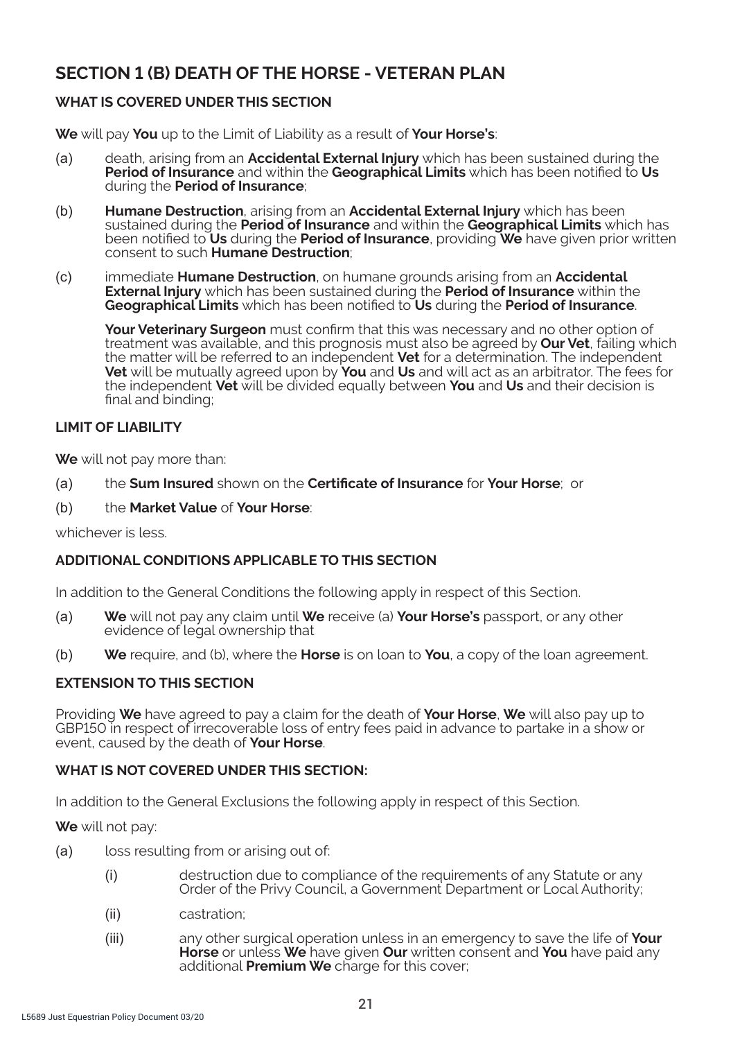## SECTION 1 (B) DEATH OF THE HORSE - VETERAN PLAN

### WHAT IS COVERED UNDER THIS SECTION

**We** will pay **You** up to the Limit of Liability as a result of **Your Horse's**:

(a) death, arising from an **Accidental External Injury** which has been sustained during the **Period of Insurance** and within the **Geographical Limits** which has been notified to **Us** during the **Period of Insurance**;

(b) **Humane Destruction**, arising from an **Accidental External Injury** which has been sustained during the **Period of Insurance** and within the **Geographical Limits** which has been notified to **Us** during the **Period of Insurance**, providing **We** have given prior written consent to such **Humane Destruction**;

(c) immediate **Humane Destruction**, on humane grounds arising from an **Accidental External Injury** which has been sustained during the **Period of Insurance** within the **Geographical Limits** which has been notified to **Us** during the **Period of Insurance**.

**Your Veterinary Surgeon** must confirm that this was necessary and no other option of treatment was available, and this prognosis must also be agreed by **Our Vet**, failing which the matter will be referred to an independent **Vet** for a determination. The independent **Vet** will be mutually agreed upon by **You** and **Us** and will act as an arbitrator. The fees for the independent **Vet** will be divided equally between **You** and **Us** and their decision is final and binding;

### LIMIT OF LIABILITY

**We** will not pay more than:

(a) the **Sum Insured** shown on the **Certificate of Insurance** for **Your Horse**; or

(b) the **Market Value** of **Your Horse**:

whichever is less.

### ADDITIONAL CONDITIONS APPLICABLE TO THIS SECTION

In addition to the General Conditions the following apply in respect of this Section.

(a) **We** will not pay any claim until **We** receive (a) **Your Horse's** passport, or any other evidence of legal ownership that

(b) **We** require, and (b), where the **Horse** is on loan to **You**, a copy of the loan agreement.

### EXTENSION TO THIS SECTION

Providing **We** have agreed to pay a claim for the death of **Your Horse**, **We** will also pay up to GBP150 in respect of irrecoverable loss of entry fees paid in advance to partake in a show or event, caused by the death of **Your Horse**.

### WHAT IS NOT COVERED UNDER THIS SECTION:

In addition to the General Exclusions the following apply in respect of this Section.

**We** will not pay:

(a) loss resulting from or arising out of:

 (i) destruction due to compliance of the requirements of any Statute or any Order of the Privy Council, a Government Department or Local Authority;

 (ii) castration;

 (iii) any other surgical operation unless in an emergency to save the life of **Your Horse** or unless **We** have given **Our** written consent and **You** have paid any additional **Premium We** charge for this cover;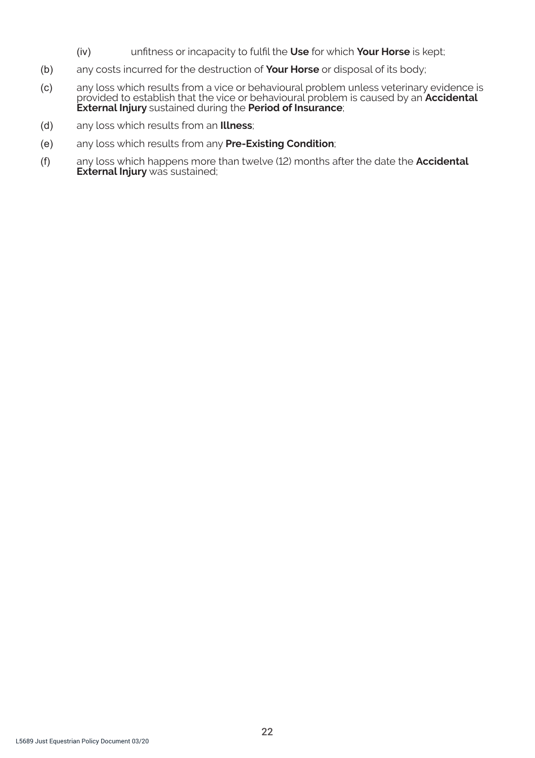(iv) unfitness or incapacity to fulfil the **Use** for which **Your Horse** is kept;

(b) any costs incurred for the destruction of **Your Horse** or disposal of its body;

(c) any loss which results from a vice or behavioural problem unless veterinary evidence is provided to establish that the vice or behavioural problem is caused by an **Accidental External Injury** sustained during the **Period of Insurance**;

(d) any loss which results from an **Illness**;

(e) any loss which results from any **Pre-Existing Condition**;

(f) any loss which happens more than twelve (12) months after the date the **Accidental External Injury** was sustained;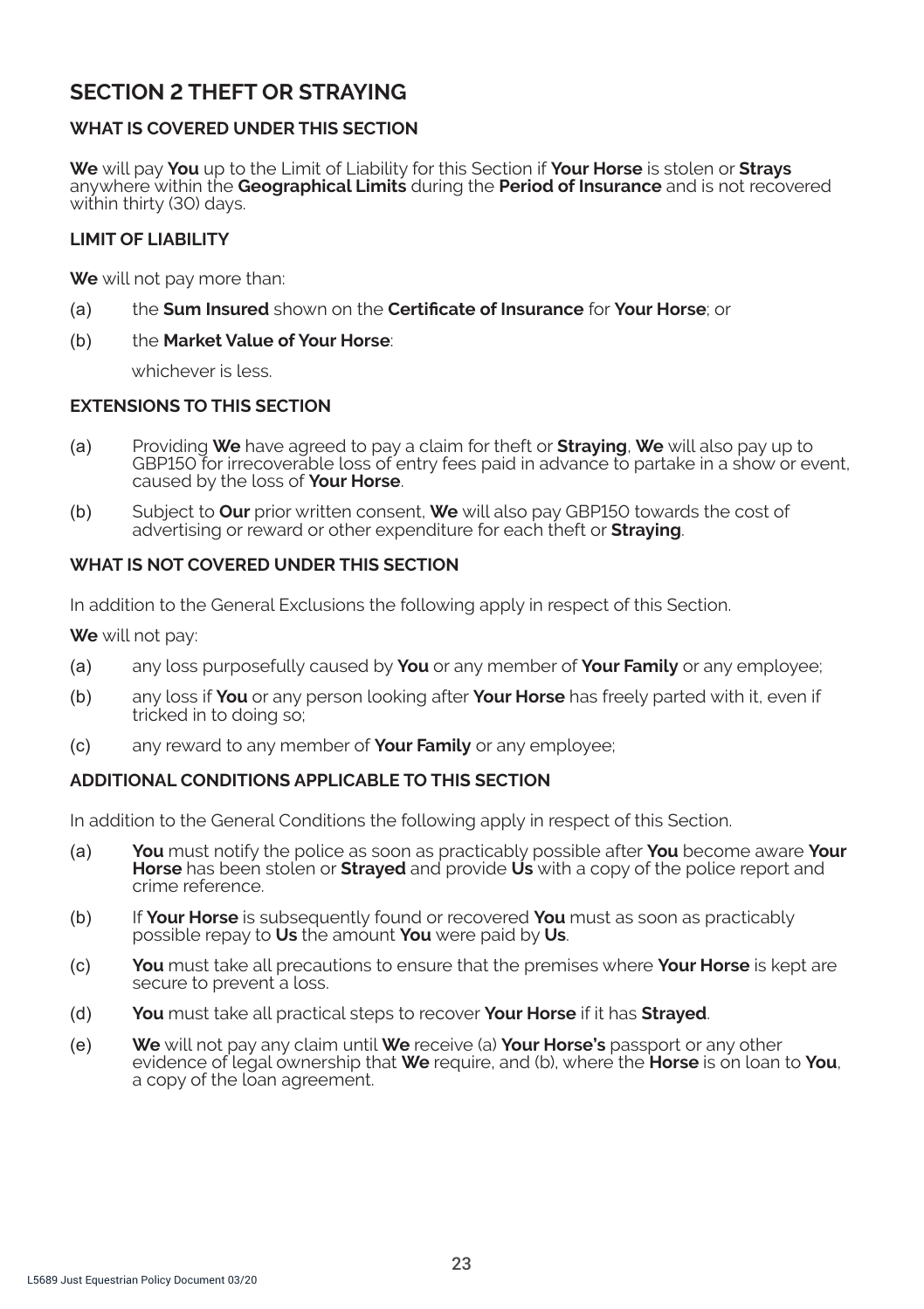## SECTION 2 THEFT OR STRAYING

### WHAT IS COVERED UNDER THIS SECTION

**We** will pay **You** up to the Limit of Liability for this Section if **Your Horse** is stolen or **Strays** anywhere within the **Geographical Limits** during the **Period of Insurance** and is not recovered within thirty (30) days.

### LIMIT OF LIABILITY

**We** will not pay more than:

(a) the **Sum Insured** shown on the **Certificate of Insurance** for **Your Horse**; or

(b) the **Market Value of Your Horse**:

whichever is less.

### EXTENSIONS TO THIS SECTION

(a) Providing **We** have agreed to pay a claim for theft or **Straying**, **We** will also pay up to GBP150 for irrecoverable loss of entry fees paid in advance to partake in a show or event, caused by the loss of **Your Horse**.

(b) Subject to **Our** prior written consent, **We** will also pay GBP150 towards the cost of advertising or reward or other expenditure for each theft or **Straying**.

### WHAT IS NOT COVERED UNDER THIS SECTION

In addition to the General Exclusions the following apply in respect of this Section.

**We** will not pay:

(a) any loss purposefully caused by **You** or any member of **Your Family** or any employee;

(b) any loss if **You** or any person looking after **Your Horse** has freely parted with it, even if tricked in to doing so;

(c) any reward to any member of **Your Family** or any employee;

### ADDITIONAL CONDITIONS APPLICABLE TO THIS SECTION

In addition to the General Conditions the following apply in respect of this Section.

(a) **You** must notify the police as soon as practicably possible after **You** become aware **Your Horse** has been stolen or **Strayed** and provide **Us** with a copy of the police report and crime reference.

(b) If **Your Horse** is subsequently found or recovered **You** must as soon as practicably possible repay to **Us** the amount **You** were paid by **Us**.

(c) **You** must take all precautions to ensure that the premises where **Your Horse** is kept are secure to prevent a loss.

(d) **You** must take all practical steps to recover **Your Horse** if it has **Strayed**.

(e) **We** will not pay any claim until **We** receive (a) **Your Horse's** passport or any other evidence of legal ownership that **We** require, and (b), where the **Horse** is on loan to **You**, a copy of the loan agreement.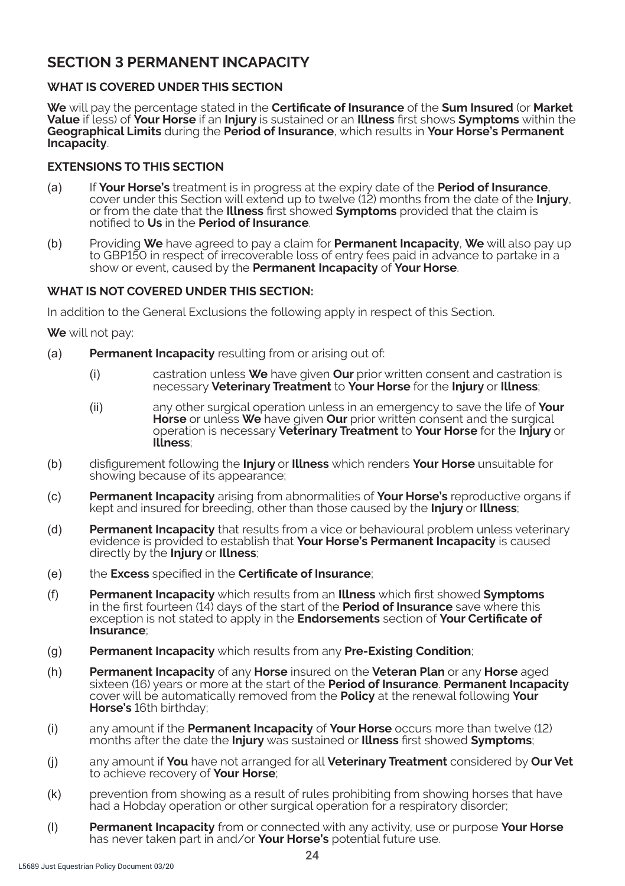## SECTION 3 PERMANENT INCAPACITY

### WHAT IS COVERED UNDER THIS SECTION

**We** will pay the percentage stated in the **Certificate of Insurance** of the **Sum Insured** (or **Market Value** if less) of **Your Horse** if an **Injury** is sustained or an **Illness** first shows **Symptoms** within the **Geographical Limits** during the **Period of Insurance**, which results in **Your Horse's Permanent Incapacity**.

### EXTENSIONS TO THIS SECTION

(a) If **Your Horse's** treatment is in progress at the expiry date of the **Period of Insurance**, cover under this Section will extend up to twelve (12) months from the date of the **Injury**, or from the date that the **Illness** first showed **Symptoms** provided that the claim is notified to **Us** in the **Period of Insurance**.

(b) Providing **We** have agreed to pay a claim for **Permanent Incapacity**, **We** will also pay up to GBP150 in respect of irrecoverable loss of entry fees paid in advance to partake in a show or event, caused by the **Permanent Incapacity** of **Your Horse**.

### WHAT IS NOT COVERED UNDER THIS SECTION:

In addition to the General Exclusions the following apply in respect of this Section.

**We** will not pay:

(a) **Permanent Incapacity** resulting from or arising out of:

- (i) castration unless **We** have given **Our** prior written consent and castration is necessary **Veterinary Treatment** to **Your Horse** for the **Injury** or **Illness**;
- (ii) any other surgical operation unless in an emergency to save the life of **Your Horse** or unless **We** have given **Our** prior written consent and the surgical operation is necessary **Veterinary Treatment** to **Your Horse** for the **Injury** or **Illness**;

(b) disfigurement following the **Injury** or **Illness** which renders **Your Horse** unsuitable for showing because of its appearance;

(c) **Permanent Incapacity** arising from abnormalities of **Your Horse's** reproductive organs if kept and insured for breeding, other than those caused by the **Injury** or **Illness**;

(d) **Permanent Incapacity** that results from a vice or behavioural problem unless veterinary evidence is provided to establish that **Your Horse's Permanent Incapacity** is caused directly by the **Injury** or **Illness**;

(e) the **Excess** specified in the **Certificate of Insurance**;

(f) **Permanent Incapacity** which results from an **Illness** which first showed **Symptoms** in the first fourteen (14) days of the start of the **Period of Insurance** save where this exception is not stated to apply in the **Endorsements** section of **Your Certificate of Insurance**;

(g) **Permanent Incapacity** which results from any **Pre-Existing Condition**;

(h) **Permanent Incapacity** of any **Horse** insured on the **Veteran Plan** or any **Horse** aged sixteen (16) years or more at the start of the **Period of Insurance**. **Permanent Incapacity** cover will be automatically removed from the **Policy** at the renewal following **Your Horse's** 16th birthday;

(i) any amount if the **Permanent Incapacity** of **Your Horse** occurs more than twelve (12) months after the date the **Injury** was sustained or **Illness** first showed **Symptoms**;

(j) any amount if **You** have not arranged for all **Veterinary Treatment** considered by **Our Vet** to achieve recovery of **Your Horse**;

(k) prevention from showing as a result of rules prohibiting from showing horses that have had a Hobday operation or other surgical operation for a respiratory disorder;

(l) **Permanent Incapacity** from or connected with any activity, use or purpose **Your Horse** has never taken part in and/or **Your Horse's** potential future use.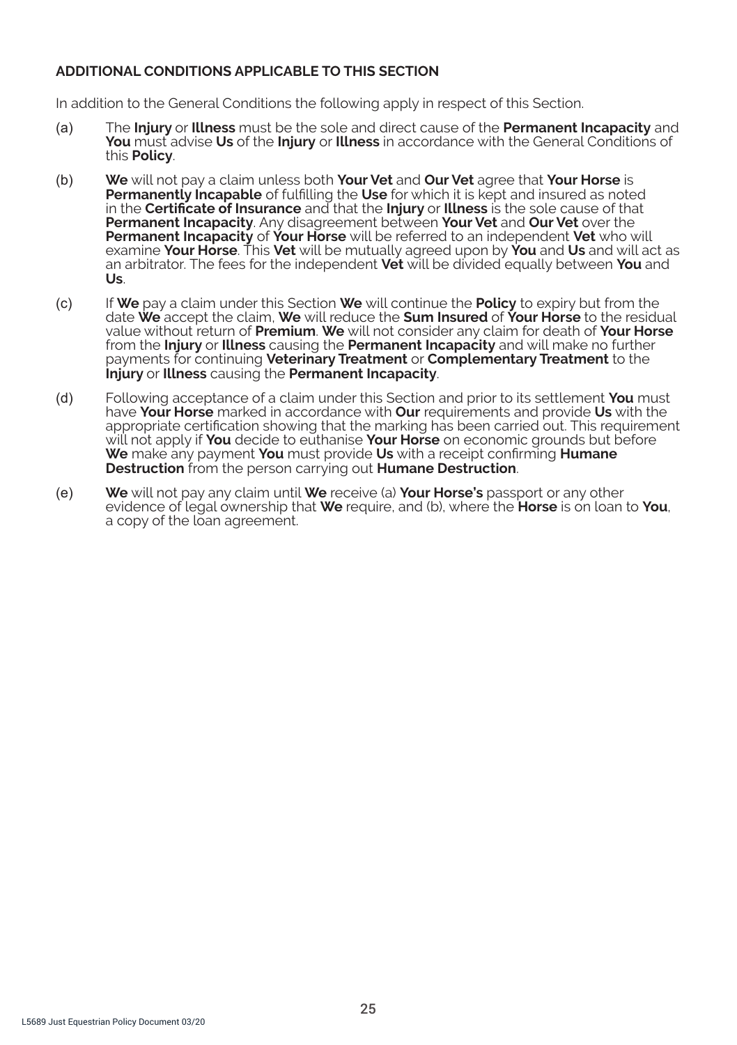## ADDITIONAL CONDITIONS APPLICABLE TO THIS SECTION

In addition to the General Conditions the following apply in respect of this Section.

(a) The **Injury** or **Illness** must be the sole and direct cause of the **Permanent Incapacity** and **You** must advise **Us** of the **Injury** or **Illness** in accordance with the General Conditions of this **Policy**.

(b) **We** will not pay a claim unless both **Your Vet** and **Our Vet** agree that **Your Horse** is **Permanently Incapable** of fulfilling the **Use** for which it is kept and insured as noted in the **Certificate of Insurance** and that the **Injury** or **Illness** is the sole cause of that **Permanent Incapacity**. Any disagreement between **Your Vet** and **Our Vet** over the **Permanent Incapacity** of **Your Horse** will be referred to an independent **Vet** who will examine **Your Horse**. This **Vet** will be mutually agreed upon by **You** and **Us** and will act as an arbitrator. The fees for the independent **Vet** will be divided equally between **You** and **Us**.

(c) If **We** pay a claim under this Section **We** will continue the **Policy** to expiry but from the date **We** accept the claim, **We** will reduce the **Sum Insured** of **Your Horse** to the residual value without return of **Premium**. **We** will not consider any claim for death of **Your Horse** from the **Injury** or **Illness** causing the **Permanent Incapacity** and will make no further payments for continuing **Veterinary Treatment** or **Complementary Treatment** to the **Injury** or **Illness** causing the **Permanent Incapacity**.

(d) Following acceptance of a claim under this Section and prior to its settlement **You** must have **Your Horse** marked in accordance with **Our** requirements and provide **Us** with the appropriate certification showing that the marking has been carried out. This requirement will not apply if **You** decide to euthanise **Your Horse** on economic grounds but before **We** make any payment **You** must provide **Us** with a receipt confirming **Humane Destruction** from the person carrying out **Humane Destruction**.

(e) **We** will not pay any claim until **We** receive (a) **Your Horse's** passport or any other evidence of legal ownership that **We** require, and (b), where the **Horse** is on loan to **You**, a copy of the loan agreement.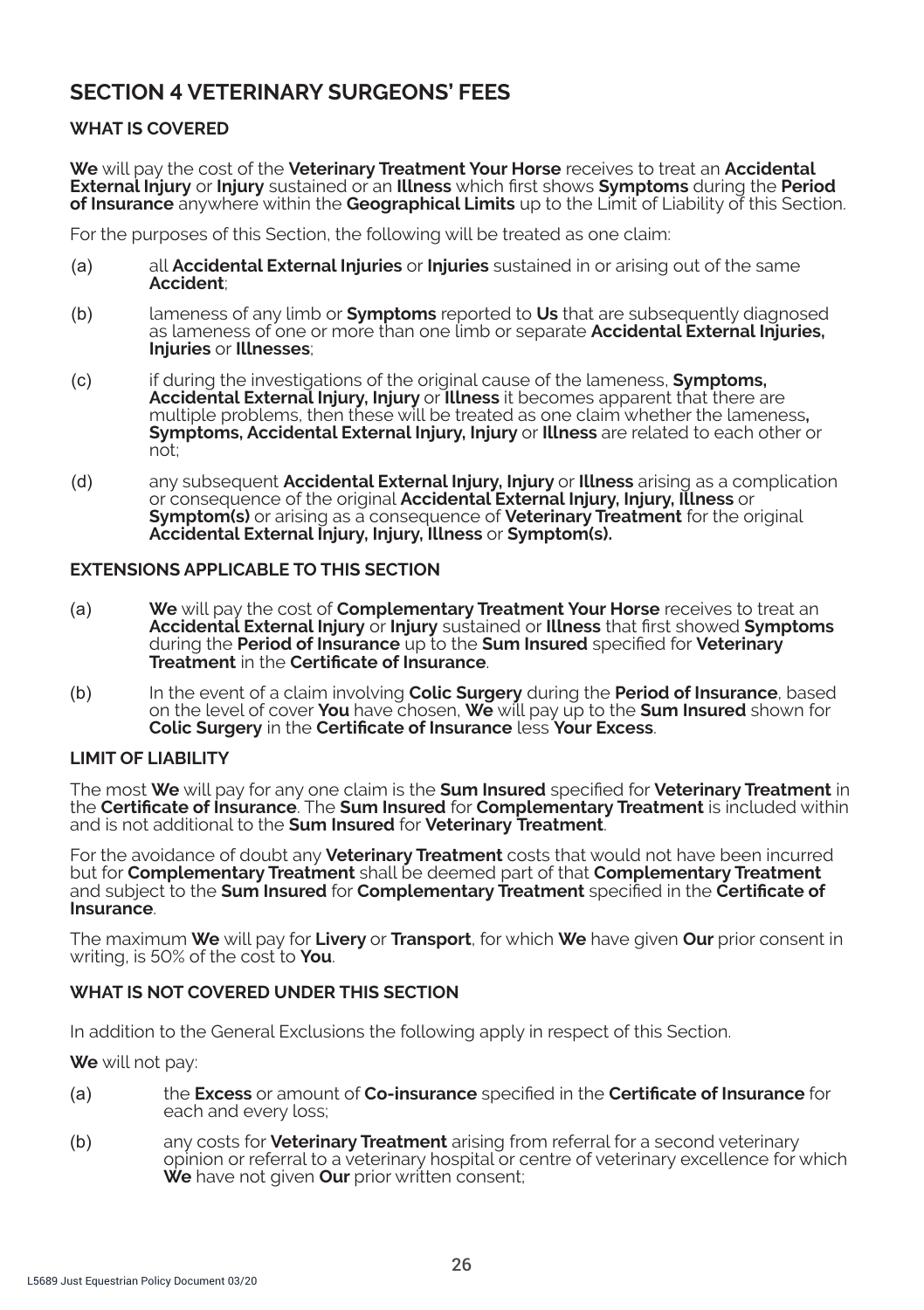## SECTION 4 VETERINARY SURGEONS' FEES

### WHAT IS COVERED

**We** will pay the cost of the **Veterinary Treatment Your Horse** receives to treat an **Accidental External Injury** or **Injury** sustained or an **Illness** which first shows **Symptoms** during the **Period of Insurance** anywhere within the **Geographical Limits** up to the Limit of Liability of this Section.

For the purposes of this Section, the following will be treated as one claim:

(a) all **Accidental External Injuries** or **Injuries** sustained in or arising out of the same **Accident**;

(b) lameness of any limb or **Symptoms** reported to **Us** that are subsequently diagnosed as lameness of one or more than one limb or separate **Accidental External Injuries, Injuries** or **Illnesses**;

(c) if during the investigations of the original cause of the lameness, **Symptoms, Accidental External Injury, Injury** or **Illness** it becomes apparent that there are multiple problems, then these will be treated as one claim whether the lameness**, Symptoms, Accidental External Injury, Injury** or **Illness** are related to each other or not;

(d) any subsequent **Accidental External Injury, Injury** or **Illness** arising as a complication or consequence of the original **Accidental External Injury, Injury, Illness** or **Symptom(s)** or arising as a consequence of **Veterinary Treatment** for the original **Accidental External Injury, Injury, Illness** or **Symptom(s).**

### EXTENSIONS APPLICABLE TO THIS SECTION

(a) **We** will pay the cost of **Complementary Treatment Your Horse** receives to treat an **Accidental External Injury** or **Injury** sustained or **Illness** that first showed **Symptoms** during the **Period of Insurance** up to the **Sum Insured** specified for **Veterinary Treatment** in the **Certificate of Insurance**.

(b) In the event of a claim involving **Colic Surgery** during the **Period of Insurance**, based on the level of cover **You** have chosen, **We** will pay up to the **Sum Insured** shown for **Colic Surgery** in the **Certificate of Insurance** less **Your Excess**.

### LIMIT OF LIABILITY

The most **We** will pay for any one claim is the **Sum Insured** specified for **Veterinary Treatment** in the **Certificate of Insurance**. The **Sum Insured** for **Complementary Treatment** is included within and is not additional to the **Sum Insured** for **Veterinary Treatment**.

For the avoidance of doubt any **Veterinary Treatment** costs that would not have been incurred but for **Complementary Treatment** shall be deemed part of that **Complementary Treatment** and subject to the **Sum Insured** for **Complementary Treatment** specified in the **Certificate of Insurance**.

The maximum **We** will pay for **Livery** or **Transport**, for which **We** have given **Our** prior consent in writing, is 50% of the cost to **You**.

### WHAT IS NOT COVERED UNDER THIS SECTION

In addition to the General Exclusions the following apply in respect of this Section.

**We** will not pay:

(a) the **Excess** or amount of **Co-insurance** specified in the **Certificate of Insurance** for each and every loss;

(b) any costs for **Veterinary Treatment** arising from referral for a second veterinary opinion or referral to a veterinary hospital or centre of veterinary excellence for which **We** have not given **Our** prior written consent;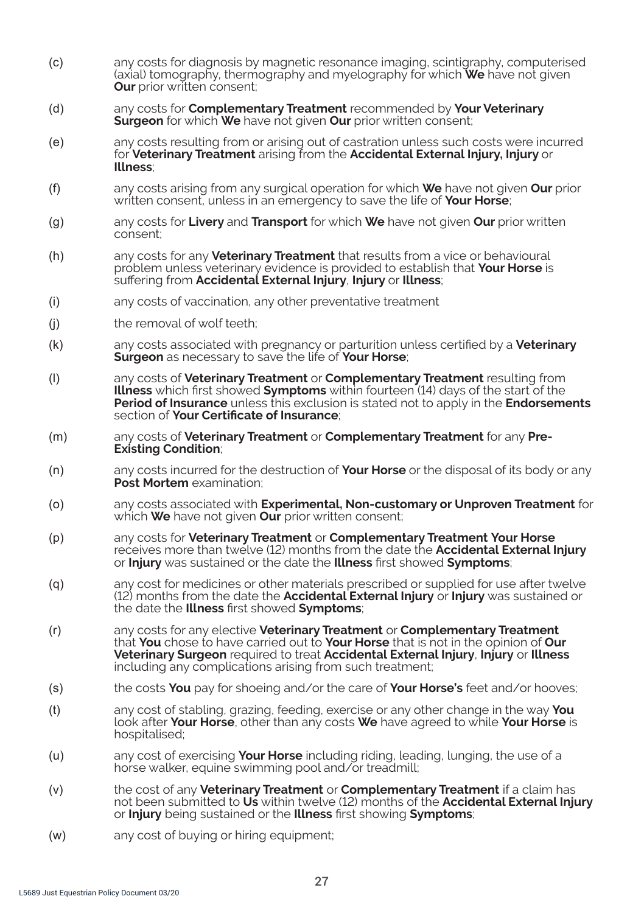(c) any costs for diagnosis by magnetic resonance imaging, scintigraphy, computerised (axial) tomography, thermography and myelography for which **We** have not given **Our** prior written consent;

(d) any costs for **Complementary Treatment** recommended by **Your Veterinary Surgeon** for which **We** have not given **Our** prior written consent;

(e) any costs resulting from or arising out of castration unless such costs were incurred for **Veterinary Treatment** arising from the **Accidental External Injury, Injury** or **Illness**;

(f) any costs arising from any surgical operation for which **We** have not given **Our** prior written consent, unless in an emergency to save the life of **Your Horse**;

(g) any costs for **Livery** and **Transport** for which **We** have not given **Our** prior written consent;

(h) any costs for any **Veterinary Treatment** that results from a vice or behavioural problem unless veterinary evidence is provided to establish that **Your Horse** is suffering from **Accidental External Injury**, **Injury** or **Illness**;

(i) any costs of vaccination, any other preventative treatment

(j) the removal of wolf teeth;

(k) any costs associated with pregnancy or parturition unless certified by a **Veterinary Surgeon** as necessary to save the life of **Your Horse**;

(l) any costs of **Veterinary Treatment** or **Complementary Treatment** resulting from **Illness** which first showed **Symptoms** within fourteen (14) days of the start of the **Period of Insurance** unless this exclusion is stated not to apply in the **Endorsements** section of **Your Certificate of Insurance**;

(m) any costs of **Veterinary Treatment** or **Complementary Treatment** for any **Pre-Existing Condition**;

(n) any costs incurred for the destruction of **Your Horse** or the disposal of its body or any **Post Mortem** examination;

(o) any costs associated with **Experimental, Non-customary or Unproven Treatment** for which **We** have not given **Our** prior written consent;

(p) any costs for **Veterinary Treatment** or **Complementary Treatment Your Horse** receives more than twelve (12) months from the date the **Accidental External Injury** or **Injury** was sustained or the date the **Illness** first showed **Symptoms**;

(q) any cost for medicines or other materials prescribed or supplied for use after twelve (12) months from the date the **Accidental External Injury** or **Injury** was sustained or the date the **Illness** first showed **Symptoms**;

(r) any costs for any elective **Veterinary Treatment** or **Complementary Treatment** that **You** chose to have carried out to **Your Horse** that is not in the opinion of **Our Veterinary Surgeon** required to treat **Accidental External Injury**, **Injury** or **Illness** including any complications arising from such treatment;

(s) the costs **You** pay for shoeing and/or the care of **Your Horse's** feet and/or hooves;

(t) any cost of stabling, grazing, feeding, exercise or any other change in the way **You** look after **Your Horse**, other than any costs **We** have agreed to while **Your Horse** is hospitalised;

(u) any cost of exercising **Your Horse** including riding, leading, lunging, the use of a horse walker, equine swimming pool and/or treadmill;

(v) the cost of any **Veterinary Treatment** or **Complementary Treatment** if a claim has not been submitted to **Us** within twelve (12) months of the **Accidental External Injury** or **Injury** being sustained or the **Illness** first showing **Symptoms**;

(w) any cost of buying or hiring equipment;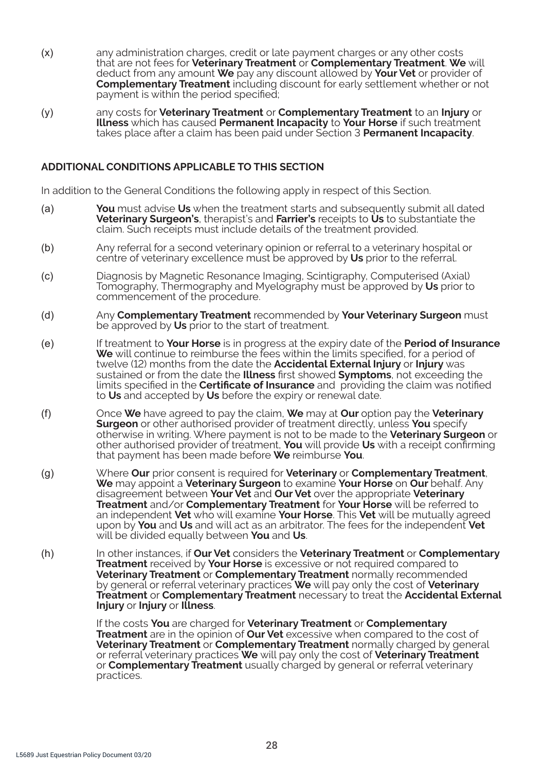(x) any administration charges, credit or late payment charges or any other costs that are not fees for **Veterinary Treatment** or **Complementary Treatment**. **We** will deduct from any amount **We** pay any discount allowed by **Your Vet** or provider of **Complementary Treatment** including discount for early settlement whether or not payment is within the period specified;

(y) any costs for **Veterinary Treatment** or **Complementary Treatment** to an **Injury** or **Illness** which has caused **Permanent Incapacity** to **Your Horse** if such treatment takes place after a claim has been paid under Section 3 **Permanent Incapacity**.

**ADDITIONAL CONDITIONS APPLICABLE TO THIS SECTION**

In addition to the General Conditions the following apply in respect of this Section.

(a) **You** must advise **Us** when the treatment starts and subsequently submit all dated **Veterinary Surgeon's**, therapist's and **Farrier's** receipts to **Us** to substantiate the claim. Such receipts must include details of the treatment provided.

(b) Any referral for a second veterinary opinion or referral to a veterinary hospital or centre of veterinary excellence must be approved by **Us** prior to the referral.

(c) Diagnosis by Magnetic Resonance Imaging, Scintigraphy, Computerised (Axial) Tomography, Thermography and Myelography must be approved by **Us** prior to commencement of the procedure.

(d) Any **Complementary Treatment** recommended by **Your Veterinary Surgeon** must be approved by **Us** prior to the start of treatment.

(e) If treatment to **Your Horse** is in progress at the expiry date of the **Period of Insurance** **We** will continue to reimburse the fees within the limits specified, for a period of twelve (12) months from the date the **Accidental External Injury** or **Injury** was sustained or from the date the **Illness** first showed **Symptoms**, not exceeding the limits specified in the **Certificate of Insurance** and providing the claim was notified to **Us** and accepted by **Us** before the expiry or renewal date.

(f) Once **We** have agreed to pay the claim, **We** may at **Our** option pay the **Veterinary Surgeon** or other authorised provider of treatment directly, unless **You** specify otherwise in writing. Where payment is not to be made to the **Veterinary Surgeon** or other authorised provider of treatment, **You** will provide **Us** with a receipt confirming that payment has been made before **We** reimburse **You**.

(g) Where **Our** prior consent is required for **Veterinary** or **Complementary Treatment**, **We** may appoint a **Veterinary Surgeon** to examine **Your Horse** on **Our** behalf. Any disagreement between **Your Vet** and **Our Vet** over the appropriate **Veterinary Treatment** and/or **Complementary Treatment** for **Your Horse** will be referred to an independent **Vet** who will examine **Your Horse**. This **Vet** will be mutually agreed upon by **You** and **Us** and will act as an arbitrator. The fees for the independent **Vet** will be divided equally between **You** and **Us**.

(h) In other instances, if **Our Vet** considers the **Veterinary Treatment** or **Complementary Treatment** received by **Your Horse** is excessive or not required compared to **Veterinary Treatment** or **Complementary Treatment** normally recommended by general or referral veterinary practices **We** will pay only the cost of **Veterinary Treatment** or **Complementary Treatment** necessary to treat the **Accidental External Injury** or **Injury** or **Illness**.

If the costs **You** are charged for **Veterinary Treatment** or **Complementary Treatment** are in the opinion of **Our Vet** excessive when compared to the cost of **Veterinary Treatment** or **Complementary Treatment** normally charged by general or referral veterinary practices **We** will pay only the cost of **Veterinary Treatment** or **Complementary Treatment** usually charged by general or referral veterinary practices.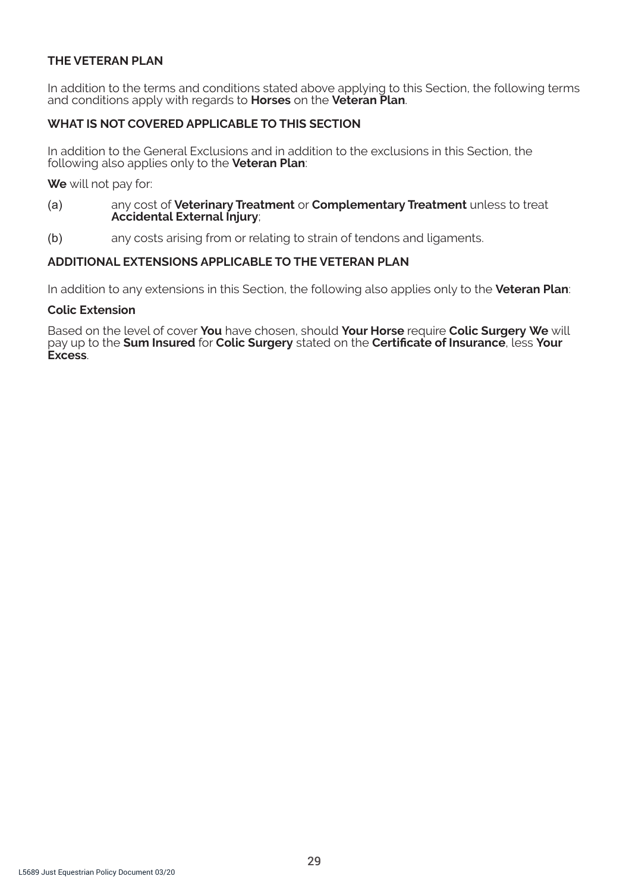## THE VETERAN PLAN

In addition to the terms and conditions stated above applying to this Section, the following terms and conditions apply with regards to **Horses** on the **Veteran Plan**.

### WHAT IS NOT COVERED APPLICABLE TO THIS SECTION

In addition to the General Exclusions and in addition to the exclusions in this Section, the following also applies only to the **Veteran Plan**:

**We** will not pay for:

(a) any cost of **Veterinary Treatment** or **Complementary Treatment** unless to treat **Accidental External Injury**;

(b) any costs arising from or relating to strain of tendons and ligaments.

### ADDITIONAL EXTENSIONS APPLICABLE TO THE VETERAN PLAN

In addition to any extensions in this Section, the following also applies only to the **Veteran Plan**:

**Colic Extension**

Based on the level of cover **You** have chosen, should **Your Horse** require **Colic Surgery We** will pay up to the **Sum Insured** for **Colic Surgery** stated on the **Certificate of Insurance**, less **Your Excess**.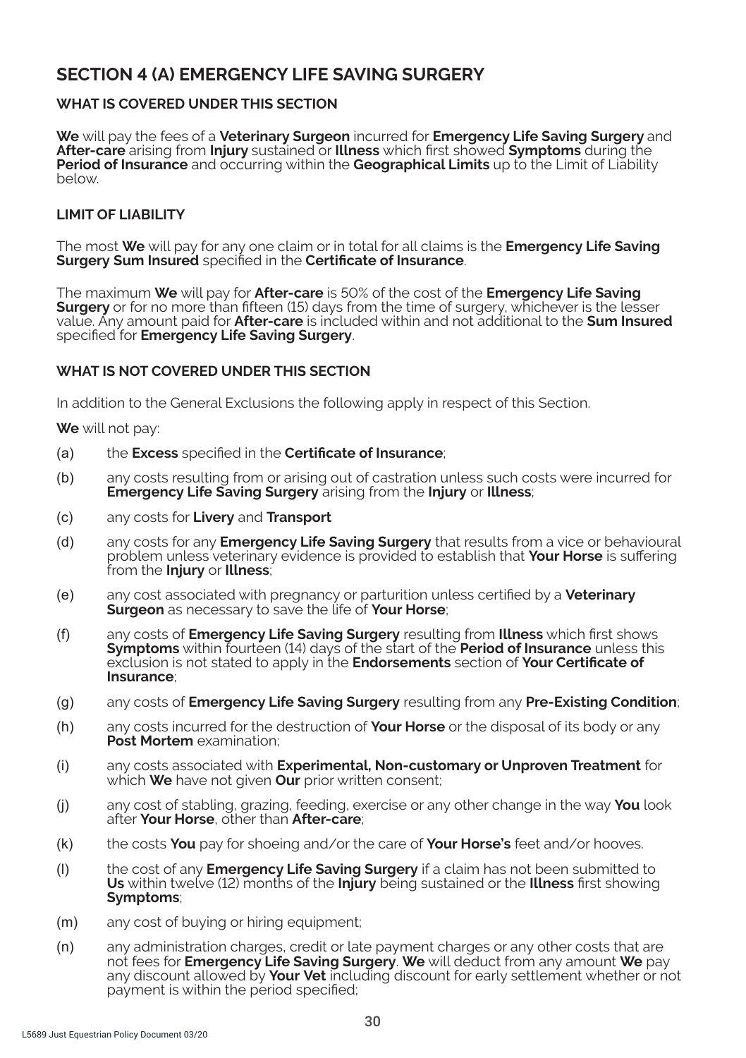## SECTION 4 (A) EMERGENCY LIFE SAVING SURGERY

### WHAT IS COVERED UNDER THIS SECTION

**We** will pay the fees of a **Veterinary Surgeon** incurred for **Emergency Life Saving Surgery** and **After-care** arising from **Injury** sustained or **Illness** which first showed **Symptoms** during the **Period of Insurance** and occurring within the **Geographical Limits** up to the Limit of Liability below.

### LIMIT OF LIABILITY

The most **We** will pay for any one claim or in total for all claims is the **Emergency Life Saving Surgery Sum Insured** specified in the **Certificate of Insurance**.

The maximum **We** will pay for **After-care** is 50% of the cost of the **Emergency Life Saving Surgery** or for no more than fifteen (15) days from the time of surgery, whichever is the lesser value. Any amount paid for **After-care** is included within and not additional to the **Sum Insured** specified for **Emergency Life Saving Surgery**.

### WHAT IS NOT COVERED UNDER THIS SECTION

In addition to the General Exclusions the following apply in respect of this Section.

**We** will not pay:

(a) the **Excess** specified in the **Certificate of Insurance**;

(b) any costs resulting from or arising out of castration unless such costs were incurred for **Emergency Life Saving Surgery** arising from the **Injury** or **Illness**;

(c) any costs for **Livery** and **Transport**

(d) any costs for any **Emergency Life Saving Surgery** that results from a vice or behavioural problem unless veterinary evidence is provided to establish that **Your Horse** is suffering from the **Injury** or **Illness**;

(e) any cost associated with pregnancy or parturition unless certified by a **Veterinary Surgeon** as necessary to save the life of **Your Horse**;

(f) any costs of **Emergency Life Saving Surgery** resulting from **Illness** which first shows **Symptoms** within fourteen (14) days of the start of the **Period of Insurance** unless this exclusion is not stated to apply in the **Endorsements** section of **Your Certificate of Insurance**;

(g) any costs of **Emergency Life Saving Surgery** resulting from any **Pre-Existing Condition**;

(h) any costs incurred for the destruction of **Your Horse** or the disposal of its body or any **Post Mortem** examination;

(i) any costs associated with **Experimental, Non-customary or Unproven Treatment** for which **We** have not given **Our** prior written consent;

(j) any cost of stabling, grazing, feeding, exercise or any other change in the way **You** look after **Your Horse**, other than **After-care**;

(k) the costs **You** pay for shoeing and/or the care of **Your Horse's** feet and/or hooves.

(l) the cost of any **Emergency Life Saving Surgery** if a claim has not been submitted to **Us** within twelve (12) months of the **Injury** being sustained or the **Illness** first showing **Symptoms**;

(m) any cost of buying or hiring equipment;

(n) any administration charges, credit or late payment charges or any other costs that are not fees for **Emergency Life Saving Surgery**. **We** will deduct from any amount **We** pay any discount allowed by **Your Vet** including discount for early settlement whether or not payment is within the period specified;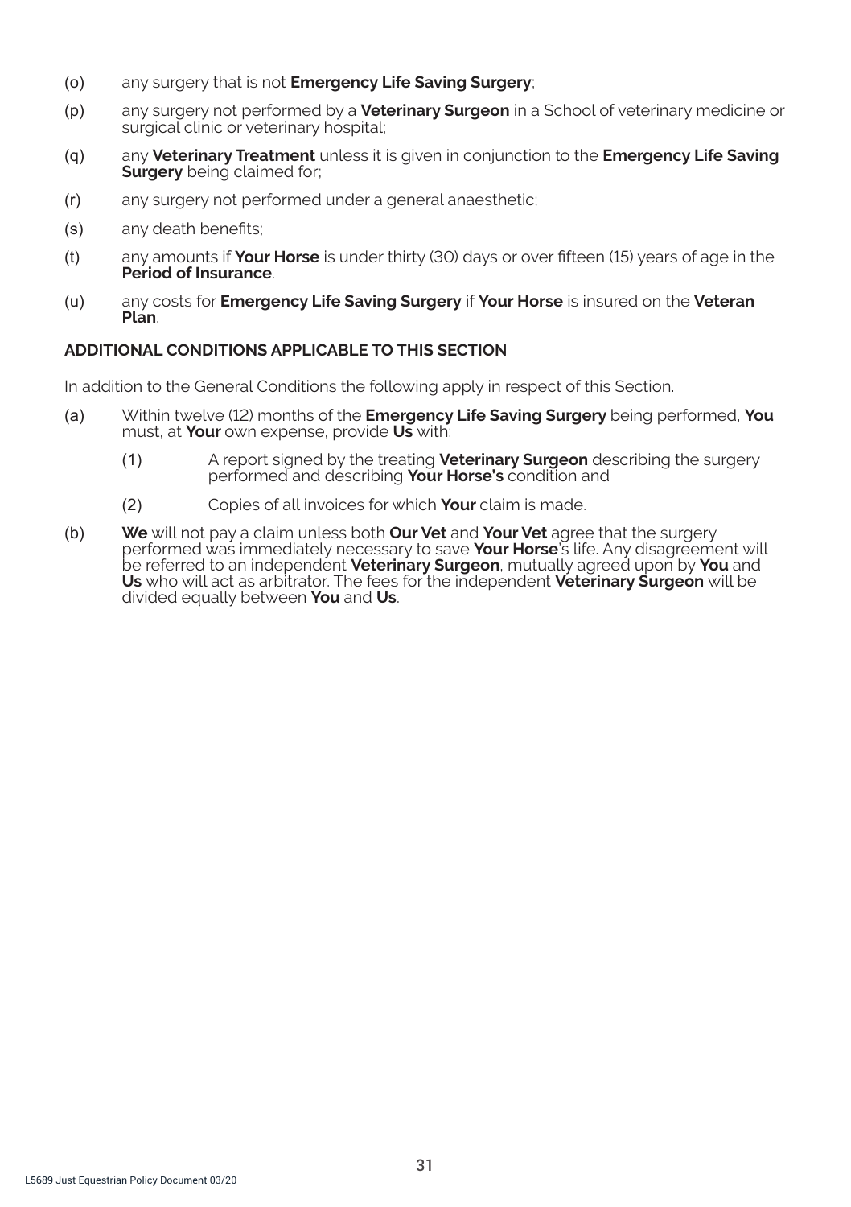(o) any surgery that is not **Emergency Life Saving Surgery**;

(p) any surgery not performed by a **Veterinary Surgeon** in a School of veterinary medicine or surgical clinic or veterinary hospital;

(q) any **Veterinary Treatment** unless it is given in conjunction to the **Emergency Life Saving Surgery** being claimed for;

(r) any surgery not performed under a general anaesthetic;

(s) any death benefits;

(t) any amounts if **Your Horse** is under thirty (30) days or over fifteen (15) years of age in the **Period of Insurance**.

(u) any costs for **Emergency Life Saving Surgery** if **Your Horse** is insured on the **Veteran Plan**.

**ADDITIONAL CONDITIONS APPLICABLE TO THIS SECTION**

In addition to the General Conditions the following apply in respect of this Section.

(a) Within twelve (12) months of the **Emergency Life Saving Surgery** being performed, **You** must, at **Your** own expense, provide **Us** with:

  (1) A report signed by the treating **Veterinary Surgeon** describing the surgery performed and describing **Your Horse's** condition and

  (2) Copies of all invoices for which **Your** claim is made.

(b) **We** will not pay a claim unless both **Our Vet** and **Your Vet** agree that the surgery performed was immediately necessary to save **Your Horse**'s life. Any disagreement will be referred to an independent **Veterinary Surgeon**, mutually agreed upon by **You** and **Us** who will act as arbitrator. The fees for the independent **Veterinary Surgeon** will be divided equally between **You** and **Us**.

L5689 Just Equestrian Policy Document 03/20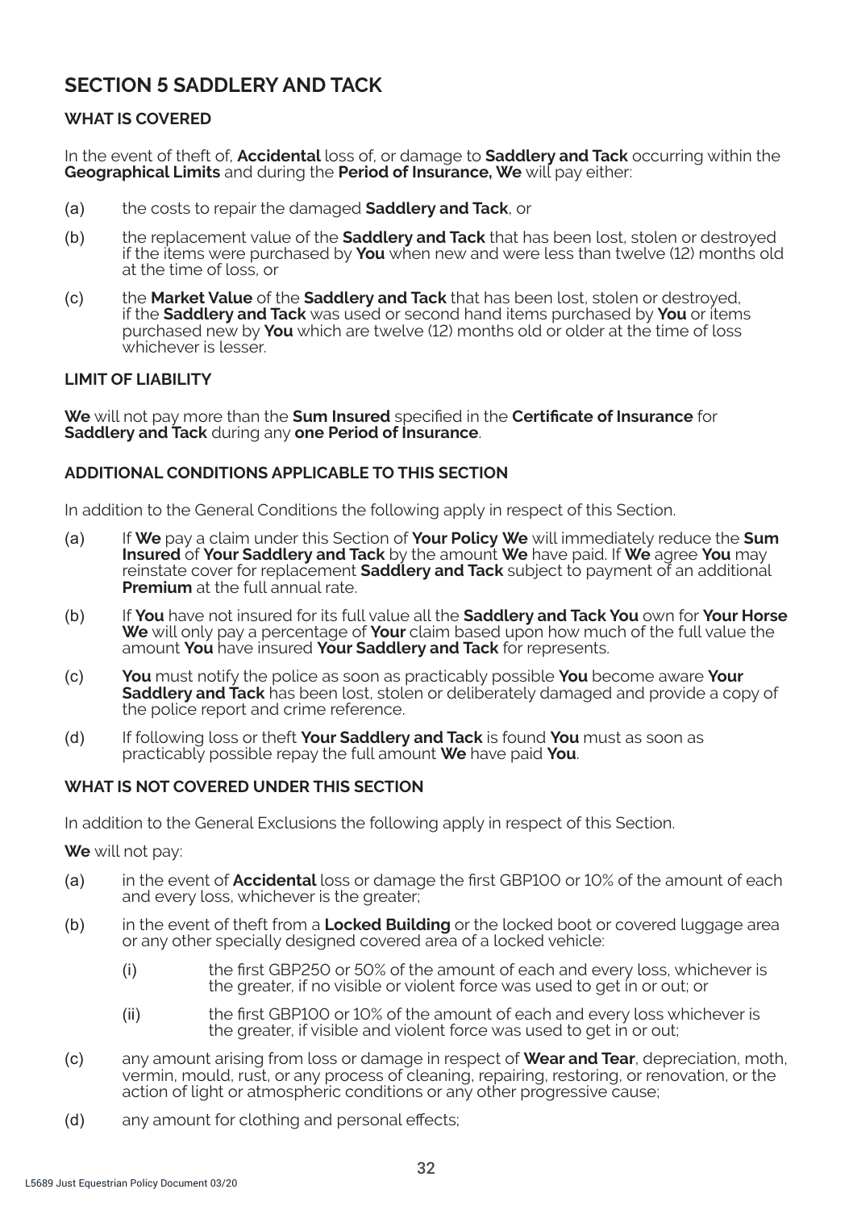## SECTION 5 SADDLERY AND TACK

### WHAT IS COVERED

In the event of theft of, **Accidental** loss of, or damage to **Saddlery and Tack** occurring within the **Geographical Limits** and during the **Period of Insurance, We** will pay either:

(a) the costs to repair the damaged **Saddlery and Tack**, or

(b) the replacement value of the **Saddlery and Tack** that has been lost, stolen or destroyed if the items were purchased by **You** when new and were less than twelve (12) months old at the time of loss, or

(c) the **Market Value** of the **Saddlery and Tack** that has been lost, stolen or destroyed, if the **Saddlery and Tack** was used or second hand items purchased by **You** or items purchased new by **You** which are twelve (12) months old or older at the time of loss whichever is lesser.

### LIMIT OF LIABILITY

**We** will not pay more than the **Sum Insured** specified in the **Certificate of Insurance** for **Saddlery and Tack** during any **one Period of Insurance**.

### ADDITIONAL CONDITIONS APPLICABLE TO THIS SECTION

In addition to the General Conditions the following apply in respect of this Section.

(a) If **We** pay a claim under this Section of **Your Policy We** will immediately reduce the **Sum Insured** of **Your Saddlery and Tack** by the amount **We** have paid. If **We** agree **You** may reinstate cover for replacement **Saddlery and Tack** subject to payment of an additional **Premium** at the full annual rate.

(b) If **You** have not insured for its full value all the **Saddlery and Tack You** own for **Your Horse We** will only pay a percentage of **Your** claim based upon how much of the full value the amount **You** have insured **Your Saddlery and Tack** for represents.

(c) **You** must notify the police as soon as practicably possible **You** become aware **Your Saddlery and Tack** has been lost, stolen or deliberately damaged and provide a copy of the police report and crime reference.

(d) If following loss or theft **Your Saddlery and Tack** is found **You** must as soon as practicably possible repay the full amount **We** have paid **You**.

### WHAT IS NOT COVERED UNDER THIS SECTION

In addition to the General Exclusions the following apply in respect of this Section.

**We** will not pay:

(a) in the event of **Accidental** loss or damage the first GBP100 or 10% of the amount of each and every loss, whichever is the greater;

(b) in the event of theft from a **Locked Building** or the locked boot or covered luggage area or any other specially designed covered area of a locked vehicle:

   (i) the first GBP250 or 50% of the amount of each and every loss, whichever is the greater, if no visible or violent force was used to get in or out; or

   (ii) the first GBP100 or 10% of the amount of each and every loss whichever is the greater, if visible and violent force was used to get in or out;

(c) any amount arising from loss or damage in respect of **Wear and Tear**, depreciation, moth, vermin, mould, rust, or any process of cleaning, repairing, restoring, or renovation, or the action of light or atmospheric conditions or any other progressive cause;

(d) any amount for clothing and personal effects;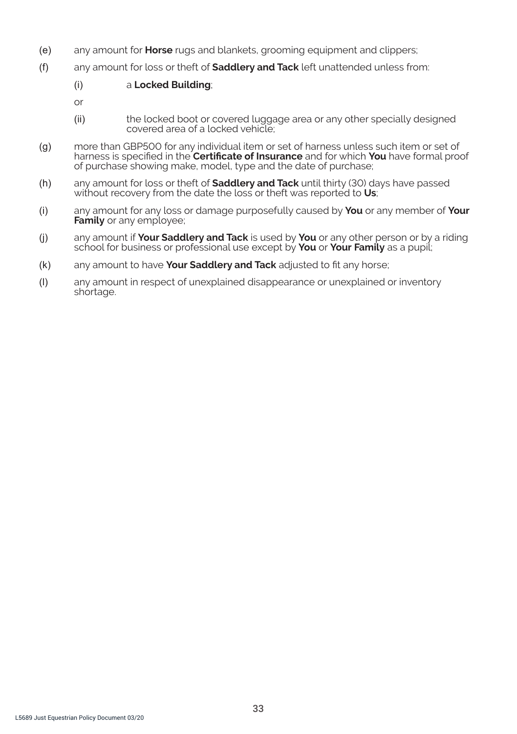(e) any amount for **Horse** rugs and blankets, grooming equipment and clippers;

(f) any amount for loss or theft of **Saddlery and Tack** left unattended unless from:

  (i) a **Locked Building**;

  or

  (ii) the locked boot or covered luggage area or any other specially designed covered area of a locked vehicle;

(g) more than GBP500 for any individual item or set of harness unless such item or set of harness is specified in the **Certificate of Insurance** and for which **You** have formal proof of purchase showing make, model, type and the date of purchase;

(h) any amount for loss or theft of **Saddlery and Tack** until thirty (30) days have passed without recovery from the date the loss or theft was reported to **Us**;

(i) any amount for any loss or damage purposefully caused by **You** or any member of **Your Family** or any employee;

(j) any amount if **Your Saddlery and Tack** is used by **You** or any other person or by a riding school for business or professional use except by **You** or **Your Family** as a pupil;

(k) any amount to have **Your Saddlery and Tack** adjusted to fit any horse;

(l) any amount in respect of unexplained disappearance or unexplained or inventory shortage.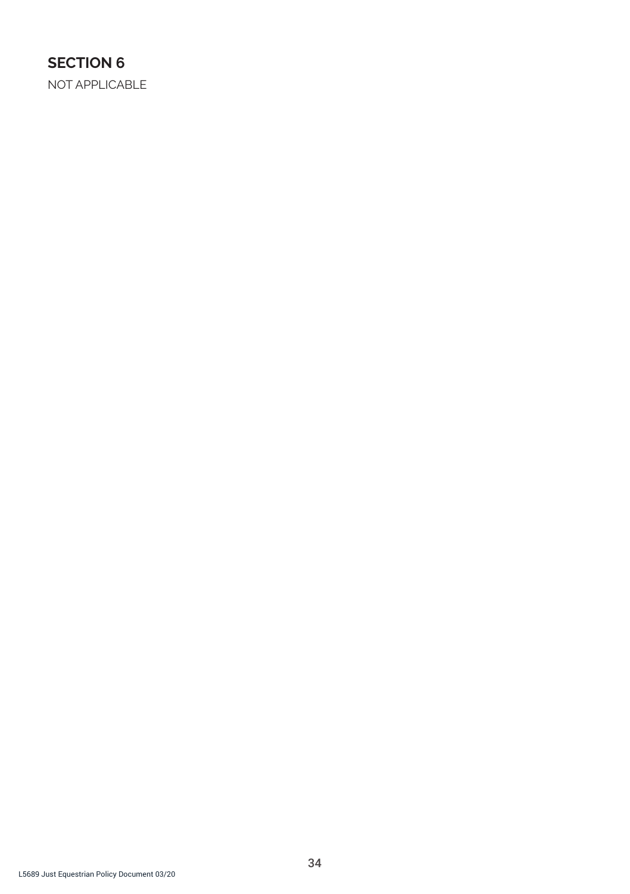## SECTION 6

NOT APPLICABLE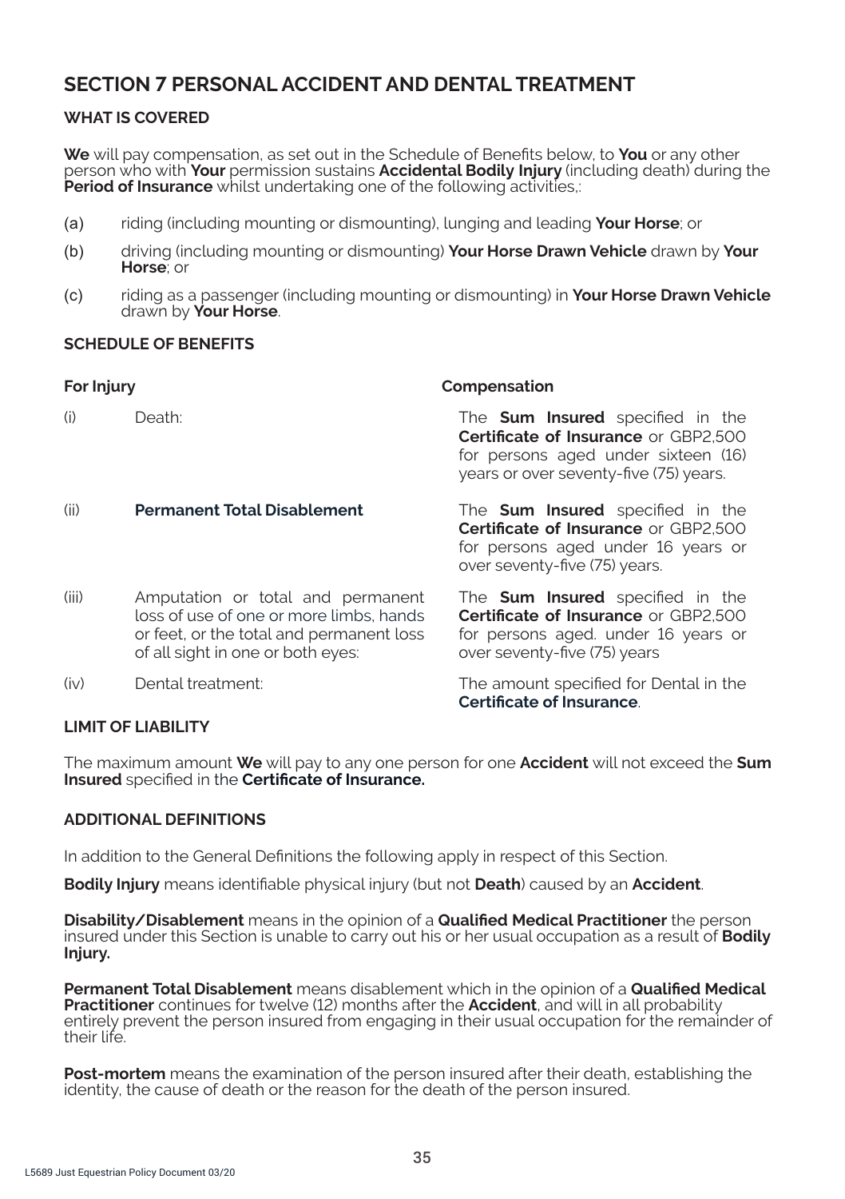## SECTION 7 PERSONAL ACCIDENT AND DENTAL TREATMENT

### WHAT IS COVERED

**We** will pay compensation, as set out in the Schedule of Benefits below, to **You** or any other person who with **Your** permission sustains **Accidental Bodily Injury** (including death) during the **Period of Insurance** whilst undertaking one of the following activities,:

(a) riding (including mounting or dismounting), lunging and leading **Your Horse**; or

(b) driving (including mounting or dismounting) **Your Horse Drawn Vehicle** drawn by **Your Horse**; or

(c) riding as a passenger (including mounting or dismounting) in **Your Horse Drawn Vehicle** drawn by **Your Horse**.

### SCHEDULE OF BENEFITS

| | For Injury | Compensation |
|---|---|---|
| (i) | Death: | The **Sum Insured** specified in the **Certificate of Insurance** or GBP2,500 for persons aged under sixteen (16) years or over seventy-five (75) years. |
| (ii) | **Permanent Total Disablement** | The **Sum Insured** specified in the **Certificate of Insurance** or GBP2,500 for persons aged under 16 years or over seventy-five (75) years. |
| (iii) | Amputation or total and permanent loss of use of one or more limbs, hands or feet, or the total and permanent loss of all sight in one or both eyes: | The **Sum Insured** specified in the **Certificate of Insurance** or GBP2,500 for persons aged. under 16 years or over seventy-five (75) years |
| (iv) | Dental treatment: | The amount specified for Dental in the **Certificate of Insurance**. |

### LIMIT OF LIABILITY

The maximum amount **We** will pay to any one person for one **Accident** will not exceed the **Sum Insured** specified in the **Certificate of Insurance.**

### ADDITIONAL DEFINITIONS

In addition to the General Definitions the following apply in respect of this Section.

**Bodily Injury** means identifiable physical injury (but not **Death**) caused by an **Accident**.

**Disability/Disablement** means in the opinion of a **Qualified Medical Practitioner** the person insured under this Section is unable to carry out his or her usual occupation as a result of **Bodily Injury.**

**Permanent Total Disablement** means disablement which in the opinion of a **Qualified Medical Practitioner** continues for twelve (12) months after the **Accident**, and will in all probability entirely prevent the person insured from engaging in their usual occupation for the remainder of their life.

**Post-mortem** means the examination of the person insured after their death, establishing the identity, the cause of death or the reason for the death of the person insured.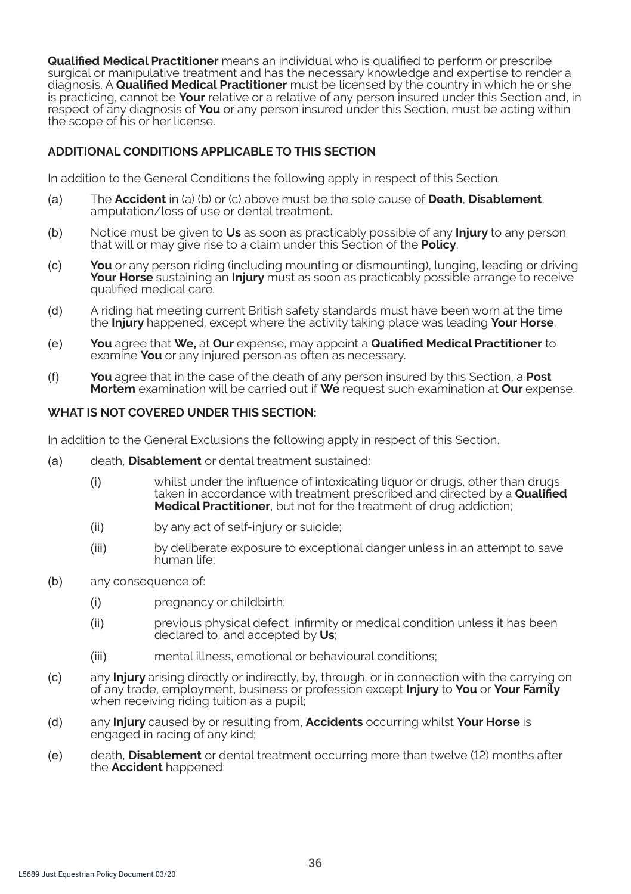**Qualified Medical Practitioner** means an individual who is qualified to perform or prescribe surgical or manipulative treatment and has the necessary knowledge and expertise to render a diagnosis. A **Qualified Medical Practitioner** must be licensed by the country in which he or she is practicing, cannot be **Your** relative or a relative of any person insured under this Section and, in respect of any diagnosis of **You** or any person insured under this Section, must be acting within the scope of his or her license.

**ADDITIONAL CONDITIONS APPLICABLE TO THIS SECTION**

In addition to the General Conditions the following apply in respect of this Section.

(a) The **Accident** in (a) (b) or (c) above must be the sole cause of **Death**, **Disablement**, amputation/loss of use or dental treatment.

(b) Notice must be given to **Us** as soon as practicably possible of any **Injury** to any person that will or may give rise to a claim under this Section of the **Policy**.

(c) **You** or any person riding (including mounting or dismounting), lunging, leading or driving **Your Horse** sustaining an **Injury** must as soon as practicably possible arrange to receive qualified medical care.

(d) A riding hat meeting current British safety standards must have been worn at the time the **Injury** happened, except where the activity taking place was leading **Your Horse**.

(e) **You** agree that **We,** at **Our** expense, may appoint a **Qualified Medical Practitioner** to examine **You** or any injured person as often as necessary.

(f) **You** agree that in the case of the death of any person insured by this Section, a **Post Mortem** examination will be carried out if **We** request such examination at **Our** expense.

**WHAT IS NOT COVERED UNDER THIS SECTION:**

In addition to the General Exclusions the following apply in respect of this Section.

(a) death, **Disablement** or dental treatment sustained:

   (i) whilst under the influence of intoxicating liquor or drugs, other than drugs taken in accordance with treatment prescribed and directed by a **Qualified Medical Practitioner**, but not for the treatment of drug addiction;

   (ii) by any act of self-injury or suicide;

   (iii) by deliberate exposure to exceptional danger unless in an attempt to save human life;

(b) any consequence of:

   (i) pregnancy or childbirth;

   (ii) previous physical defect, infirmity or medical condition unless it has been declared to, and accepted by **Us**;

   (iii) mental illness, emotional or behavioural conditions;

(c) any **Injury** arising directly or indirectly, by, through, or in connection with the carrying on of any trade, employment, business or profession except **Injury** to **You** or **Your Family** when receiving riding tuition as a pupil;

(d) any **Injury** caused by or resulting from, **Accidents** occurring whilst **Your Horse** is engaged in racing of any kind;

(e) death, **Disablement** or dental treatment occurring more than twelve (12) months after the **Accident** happened;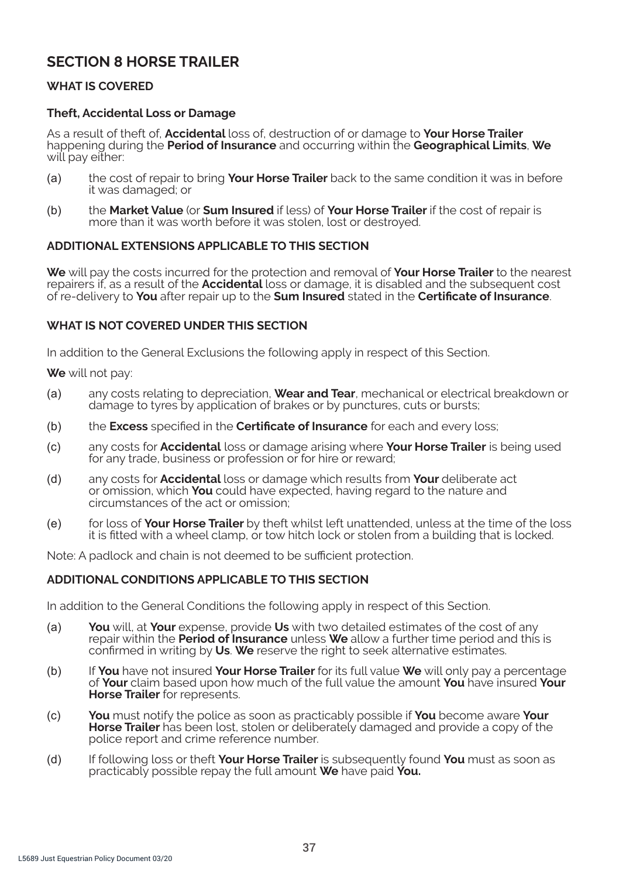## SECTION 8 HORSE TRAILER

### WHAT IS COVERED

#### Theft, Accidental Loss or Damage

As a result of theft of, **Accidental** loss of, destruction of or damage to **Your Horse Trailer** happening during the **Period of Insurance** and occurring within the **Geographical Limits**, **We** will pay either:

(a) the cost of repair to bring **Your Horse Trailer** back to the same condition it was in before it was damaged; or

(b) the **Market Value** (or **Sum Insured** if less) of **Your Horse Trailer** if the cost of repair is more than it was worth before it was stolen, lost or destroyed.

### ADDITIONAL EXTENSIONS APPLICABLE TO THIS SECTION

**We** will pay the costs incurred for the protection and removal of **Your Horse Trailer** to the nearest repairers if, as a result of the **Accidental** loss or damage, it is disabled and the subsequent cost of re-delivery to **You** after repair up to the **Sum Insured** stated in the **Certificate of Insurance**.

### WHAT IS NOT COVERED UNDER THIS SECTION

In addition to the General Exclusions the following apply in respect of this Section.

**We** will not pay:

(a) any costs relating to depreciation, **Wear and Tear**, mechanical or electrical breakdown or damage to tyres by application of brakes or by punctures, cuts or bursts;

(b) the **Excess** specified in the **Certificate of Insurance** for each and every loss;

(c) any costs for **Accidental** loss or damage arising where **Your Horse Trailer** is being used for any trade, business or profession or for hire or reward;

(d) any costs for **Accidental** loss or damage which results from **Your** deliberate act or omission, which **You** could have expected, having regard to the nature and circumstances of the act or omission;

(e) for loss of **Your Horse Trailer** by theft whilst left unattended, unless at the time of the loss it is fitted with a wheel clamp, or tow hitch lock or stolen from a building that is locked.

Note: A padlock and chain is not deemed to be sufficient protection.

### ADDITIONAL CONDITIONS APPLICABLE TO THIS SECTION

In addition to the General Conditions the following apply in respect of this Section.

(a) **You** will, at **Your** expense, provide **Us** with two detailed estimates of the cost of any repair within the **Period of Insurance** unless **We** allow a further time period and this is confirmed in writing by **Us**. **We** reserve the right to seek alternative estimates.

(b) If **You** have not insured **Your Horse Trailer** for its full value **We** will only pay a percentage of **Your** claim based upon how much of the full value the amount **You** have insured **Your Horse Trailer** for represents.

(c) **You** must notify the police as soon as practicably possible if **You** become aware **Your Horse Trailer** has been lost, stolen or deliberately damaged and provide a copy of the police report and crime reference number.

(d) If following loss or theft **Your Horse Trailer** is subsequently found **You** must as soon as practicably possible repay the full amount **We** have paid **You.**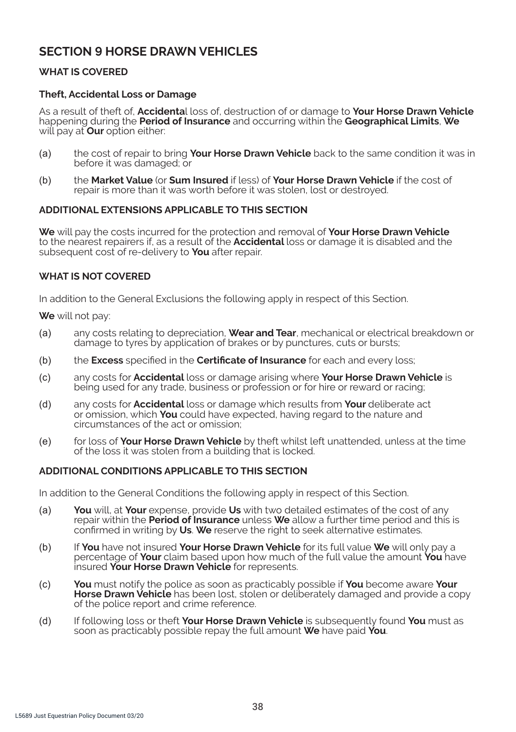## SECTION 9 HORSE DRAWN VEHICLES

### WHAT IS COVERED

#### Theft, Accidental Loss or Damage

As a result of theft of, **Accidenta**l loss of, destruction of or damage to **Your Horse Drawn Vehicle** happening during the **Period of Insurance** and occurring within the **Geographical Limits**, **We** will pay at **Our** option either:

(a) the cost of repair to bring **Your Horse Drawn Vehicle** back to the same condition it was in before it was damaged; or

(b) the **Market Value** (or **Sum Insured** if less) of **Your Horse Drawn Vehicle** if the cost of repair is more than it was worth before it was stolen, lost or destroyed.

### ADDITIONAL EXTENSIONS APPLICABLE TO THIS SECTION

**We** will pay the costs incurred for the protection and removal of **Your Horse Drawn Vehicle** to the nearest repairers if, as a result of the **Accidental** loss or damage it is disabled and the subsequent cost of re-delivery to **You** after repair.

### WHAT IS NOT COVERED

In addition to the General Exclusions the following apply in respect of this Section.

**We** will not pay:

(a) any costs relating to depreciation, **Wear and Tear**, mechanical or electrical breakdown or damage to tyres by application of brakes or by punctures, cuts or bursts;

(b) the **Excess** specified in the **Certificate of Insurance** for each and every loss;

(c) any costs for **Accidental** loss or damage arising where **Your Horse Drawn Vehicle** is being used for any trade, business or profession or for hire or reward or racing;

(d) any costs for **Accidental** loss or damage which results from **Your** deliberate act or omission, which **You** could have expected, having regard to the nature and circumstances of the act or omission;

(e) for loss of **Your Horse Drawn Vehicle** by theft whilst left unattended, unless at the time of the loss it was stolen from a building that is locked.

### ADDITIONAL CONDITIONS APPLICABLE TO THIS SECTION

In addition to the General Conditions the following apply in respect of this Section.

(a) **You** will, at **Your** expense, provide **Us** with two detailed estimates of the cost of any repair within the **Period of Insurance** unless **We** allow a further time period and this is confirmed in writing by **Us**. **We** reserve the right to seek alternative estimates.

(b) If **You** have not insured **Your Horse Drawn Vehicle** for its full value **We** will only pay a percentage of **Your** claim based upon how much of the full value the amount **You** have insured **Your Horse Drawn Vehicle** for represents.

(c) **You** must notify the police as soon as practicably possible if **You** become aware **Your Horse Drawn Vehicle** has been lost, stolen or deliberately damaged and provide a copy of the police report and crime reference.

(d) If following loss or theft **Your Horse Drawn Vehicle** is subsequently found **You** must as soon as practicably possible repay the full amount **We** have paid **You**.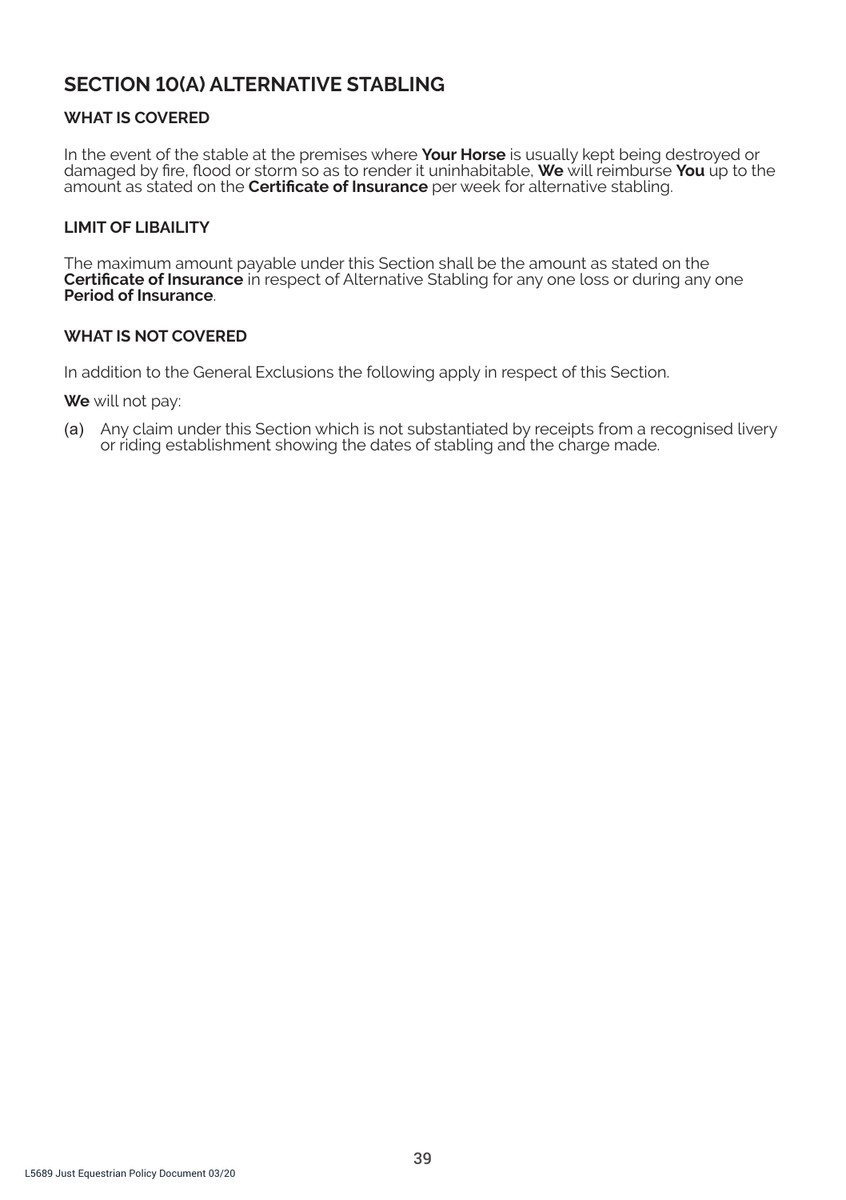## SECTION 10(A) ALTERNATIVE STABLING

### WHAT IS COVERED

In the event of the stable at the premises where **Your Horse** is usually kept being destroyed or damaged by fire, flood or storm so as to render it uninhabitable, **We** will reimburse **You** up to the amount as stated on the **Certificate of Insurance** per week for alternative stabling.

### LIMIT OF LIBAILITY

The maximum amount payable under this Section shall be the amount as stated on the **Certificate of Insurance** in respect of Alternative Stabling for any one loss or during any one **Period of Insurance**.

### WHAT IS NOT COVERED

In addition to the General Exclusions the following apply in respect of this Section.

**We** will not pay:

(a) Any claim under this Section which is not substantiated by receipts from a recognised livery or riding establishment showing the dates of stabling and the charge made.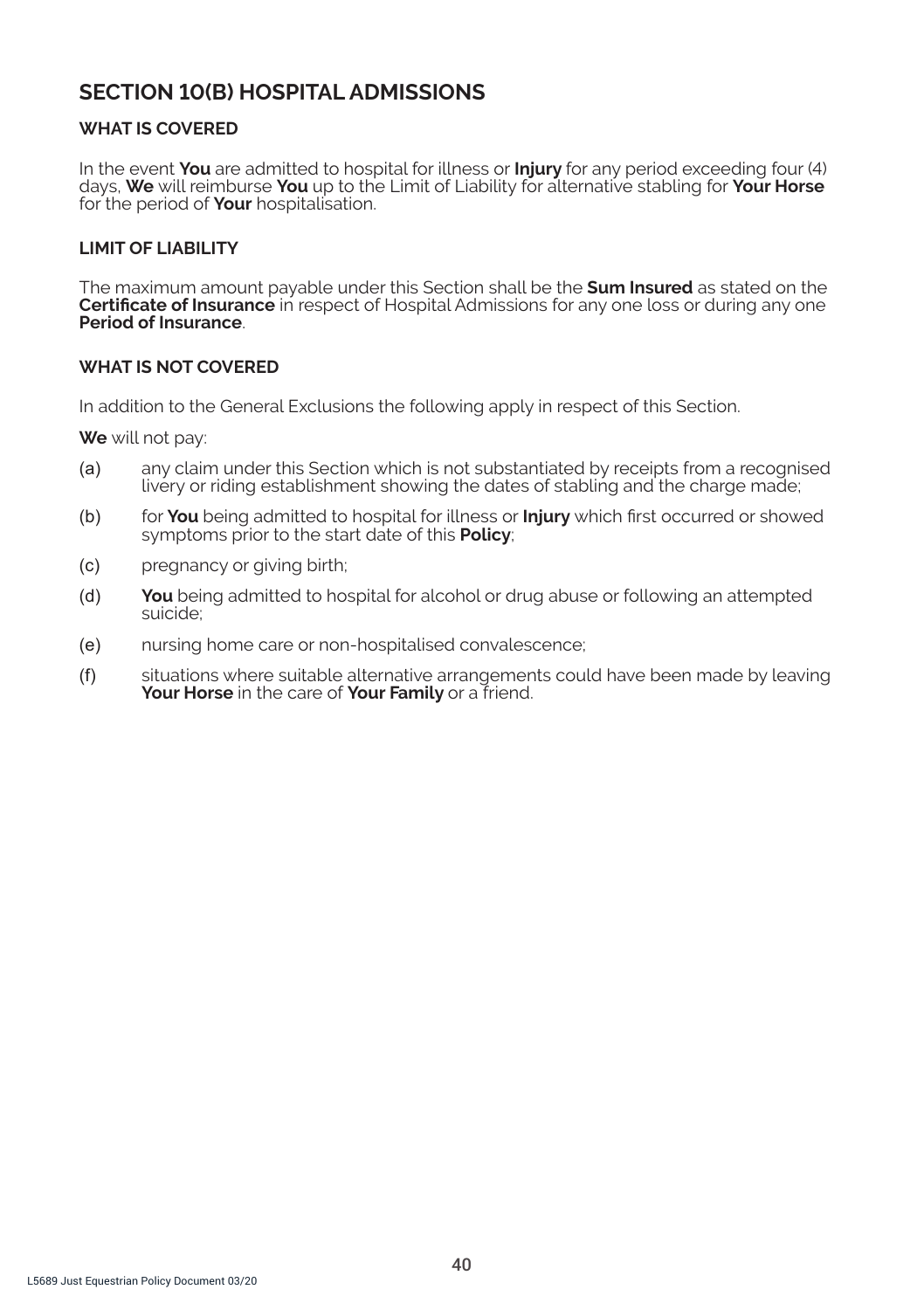## SECTION 10(B) HOSPITAL ADMISSIONS

### WHAT IS COVERED

In the event **You** are admitted to hospital for illness or **Injury** for any period exceeding four (4) days, **We** will reimburse **You** up to the Limit of Liability for alternative stabling for **Your Horse** for the period of **Your** hospitalisation.

### LIMIT OF LIABILITY

The maximum amount payable under this Section shall be the **Sum Insured** as stated on the **Certificate of Insurance** in respect of Hospital Admissions for any one loss or during any one **Period of Insurance**.

### WHAT IS NOT COVERED

In addition to the General Exclusions the following apply in respect of this Section.

**We** will not pay:

(a) any claim under this Section which is not substantiated by receipts from a recognised livery or riding establishment showing the dates of stabling and the charge made;

(b) for **You** being admitted to hospital for illness or **Injury** which first occurred or showed symptoms prior to the start date of this **Policy**;

(c) pregnancy or giving birth;

(d) **You** being admitted to hospital for alcohol or drug abuse or following an attempted suicide;

(e) nursing home care or non-hospitalised convalescence;

(f) situations where suitable alternative arrangements could have been made by leaving **Your Horse** in the care of **Your Family** or a friend.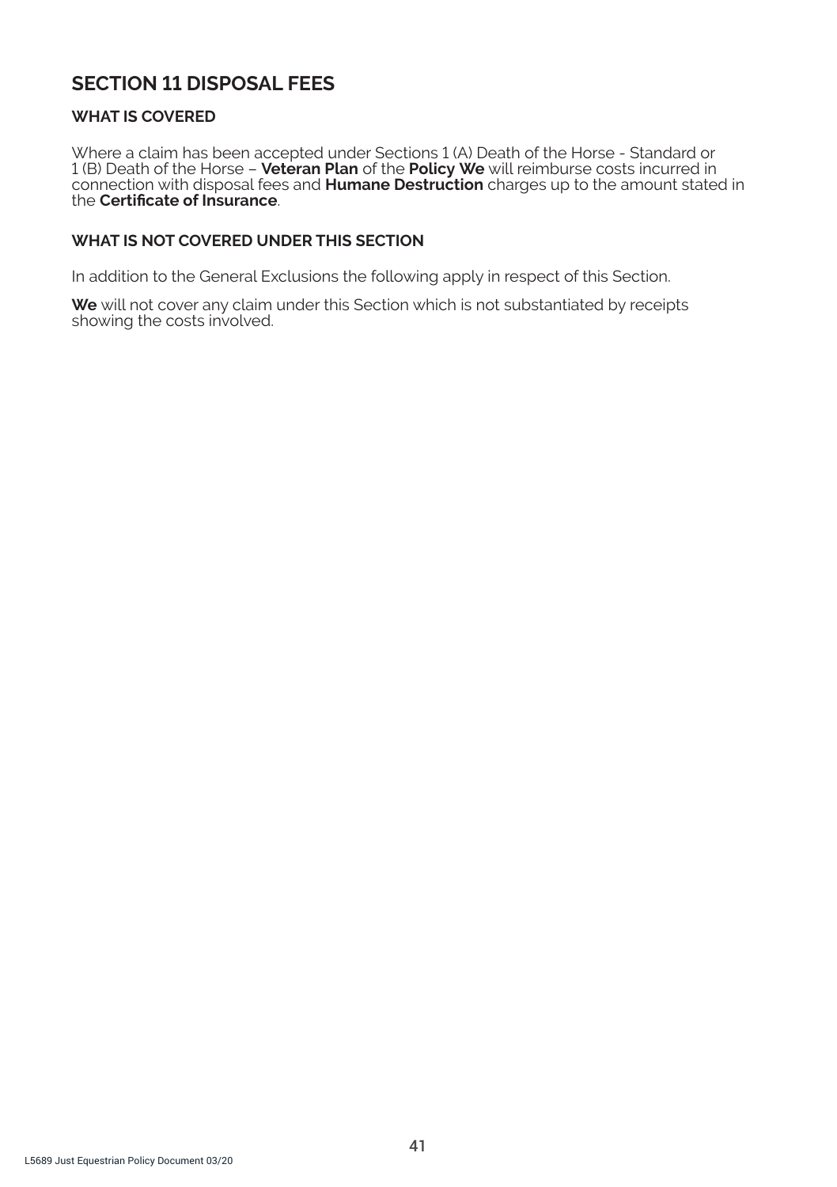## SECTION 11 DISPOSAL FEES

### WHAT IS COVERED

Where a claim has been accepted under Sections 1 (A) Death of the Horse - Standard or 1 (B) Death of the Horse – **Veteran Plan** of the **Policy We** will reimburse costs incurred in connection with disposal fees and **Humane Destruction** charges up to the amount stated in the **Certificate of Insurance**.

### WHAT IS NOT COVERED UNDER THIS SECTION

In addition to the General Exclusions the following apply in respect of this Section.

**We** will not cover any claim under this Section which is not substantiated by receipts showing the costs involved.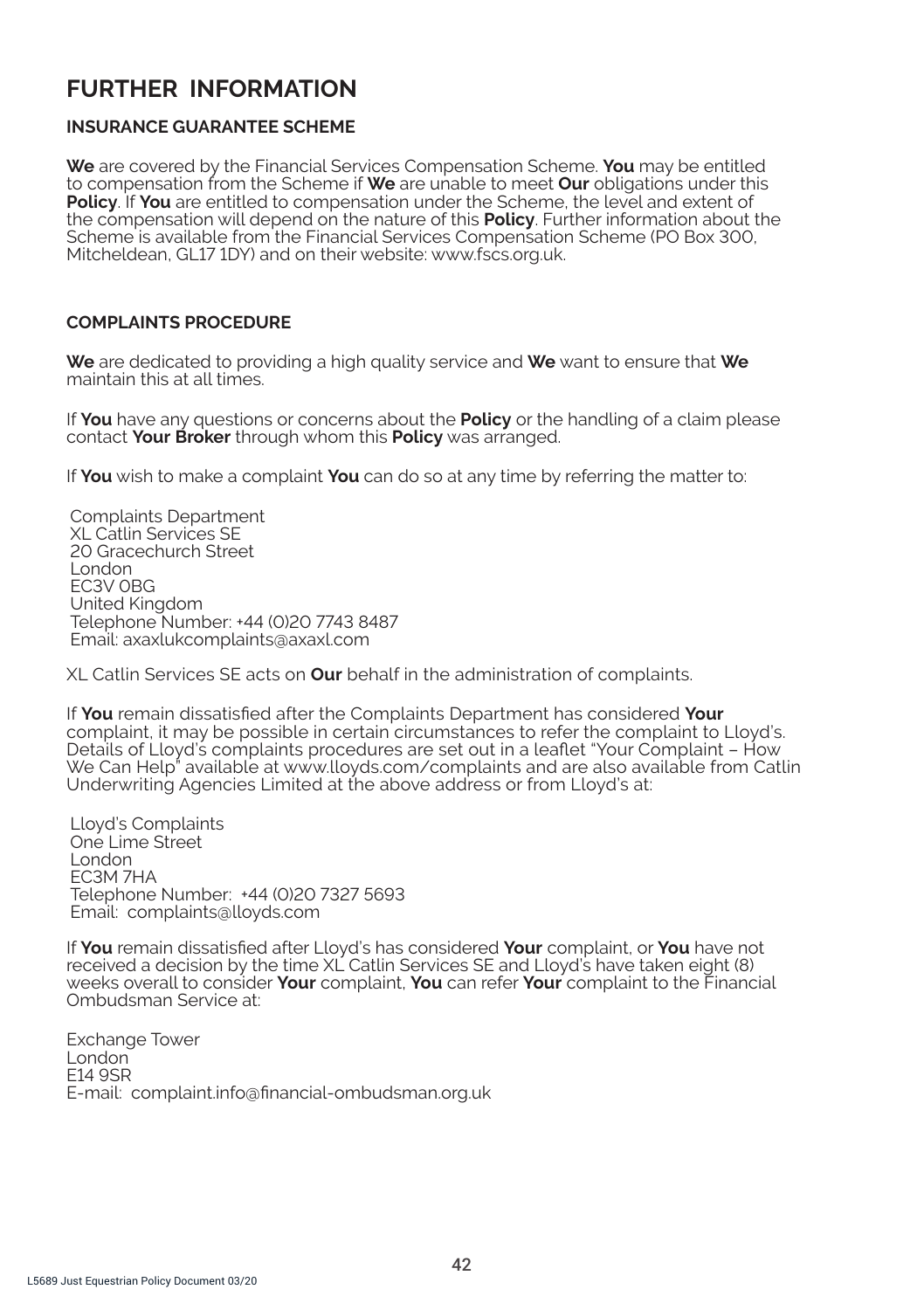# FURTHER INFORMATION

## INSURANCE GUARANTEE SCHEME

**We** are covered by the Financial Services Compensation Scheme. **You** may be entitled to compensation from the Scheme if **We** are unable to meet **Our** obligations under this **Policy**. If **You** are entitled to compensation under the Scheme, the level and extent of the compensation will depend on the nature of this **Policy**. Further information about the Scheme is available from the Financial Services Compensation Scheme (PO Box 300, Mitcheldean, GL17 1DY) and on their website: www.fscs.org.uk.

## COMPLAINTS PROCEDURE

**We** are dedicated to providing a high quality service and **We** want to ensure that **We** maintain this at all times.

If **You** have any questions or concerns about the **Policy** or the handling of a claim please contact **Your Broker** through whom this **Policy** was arranged.

If **You** wish to make a complaint **You** can do so at any time by referring the matter to:

Complaints Department
XL Catlin Services SE
20 Gracechurch Street
London
EC3V 0BG
United Kingdom
Telephone Number: +44 (0)20 7743 8487
Email: axaxlukcomplaints@axaxl.com

XL Catlin Services SE acts on **Our** behalf in the administration of complaints.

If **You** remain dissatisfied after the Complaints Department has considered **Your** complaint, it may be possible in certain circumstances to refer the complaint to Lloyd's. Details of Lloyd's complaints procedures are set out in a leaflet "Your Complaint – How We Can Help" available at www.lloyds.com/complaints and are also available from Catlin Underwriting Agencies Limited at the above address or from Lloyd's at:

Lloyd's Complaints
One Lime Street
London
EC3M 7HA
Telephone Number: +44 (0)20 7327 5693
Email: complaints@lloyds.com

If **You** remain dissatisfied after Lloyd's has considered **Your** complaint, or **You** have not received a decision by the time XL Catlin Services SE and Lloyd's have taken eight (8) weeks overall to consider **Your** complaint, **You** can refer **Your** complaint to the Financial Ombudsman Service at:

Exchange Tower
London
E14 9SR
E-mail: complaint.info@financial-ombudsman.org.uk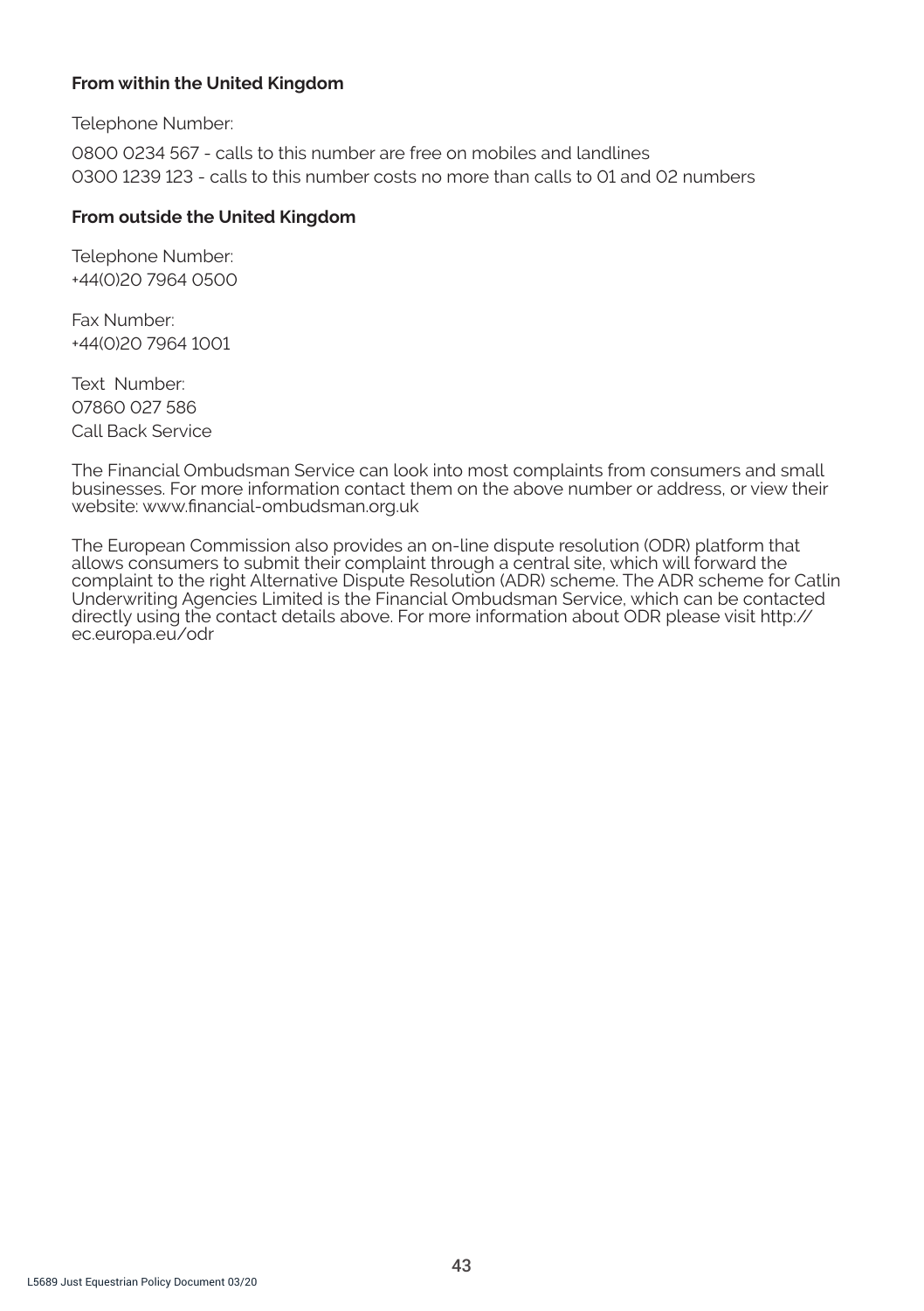**From within the United Kingdom**

Telephone Number:

0800 0234 567 - calls to this number are free on mobiles and landlines
0300 1239 123 - calls to this number costs no more than calls to 01 and 02 numbers

**From outside the United Kingdom**

Telephone Number:
+44(0)20 7964 0500

Fax Number:
+44(0)20 7964 1001

Text Number:
07860 027 586
Call Back Service

The Financial Ombudsman Service can look into most complaints from consumers and small businesses. For more information contact them on the above number or address, or view their website: www.financial-ombudsman.org.uk

The European Commission also provides an on-line dispute resolution (ODR) platform that allows consumers to submit their complaint through a central site, which will forward the complaint to the right Alternative Dispute Resolution (ADR) scheme. The ADR scheme for Catlin Underwriting Agencies Limited is the Financial Ombudsman Service, which can be contacted directly using the contact details above. For more information about ODR please visit http://ec.europa.eu/odr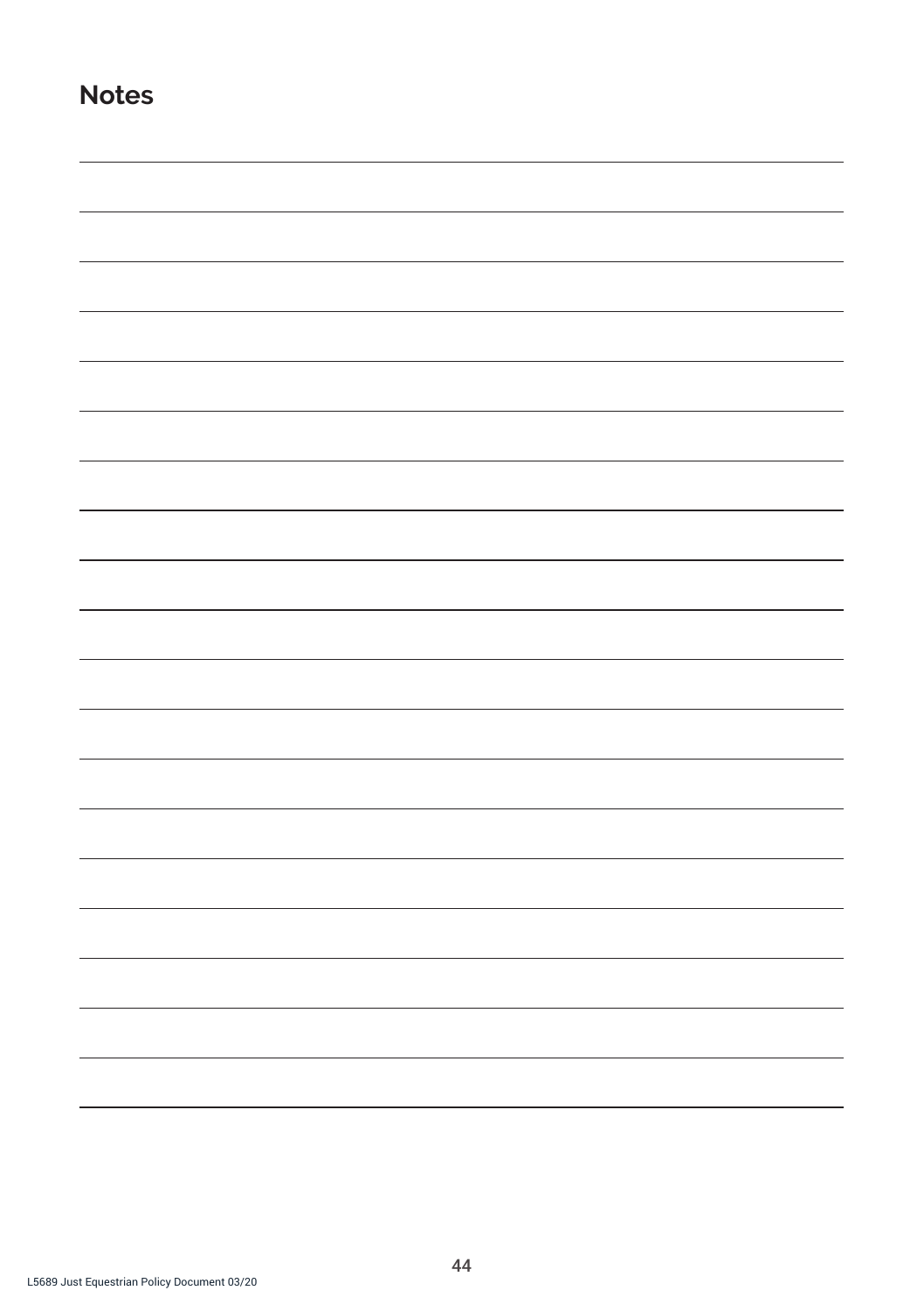## Notes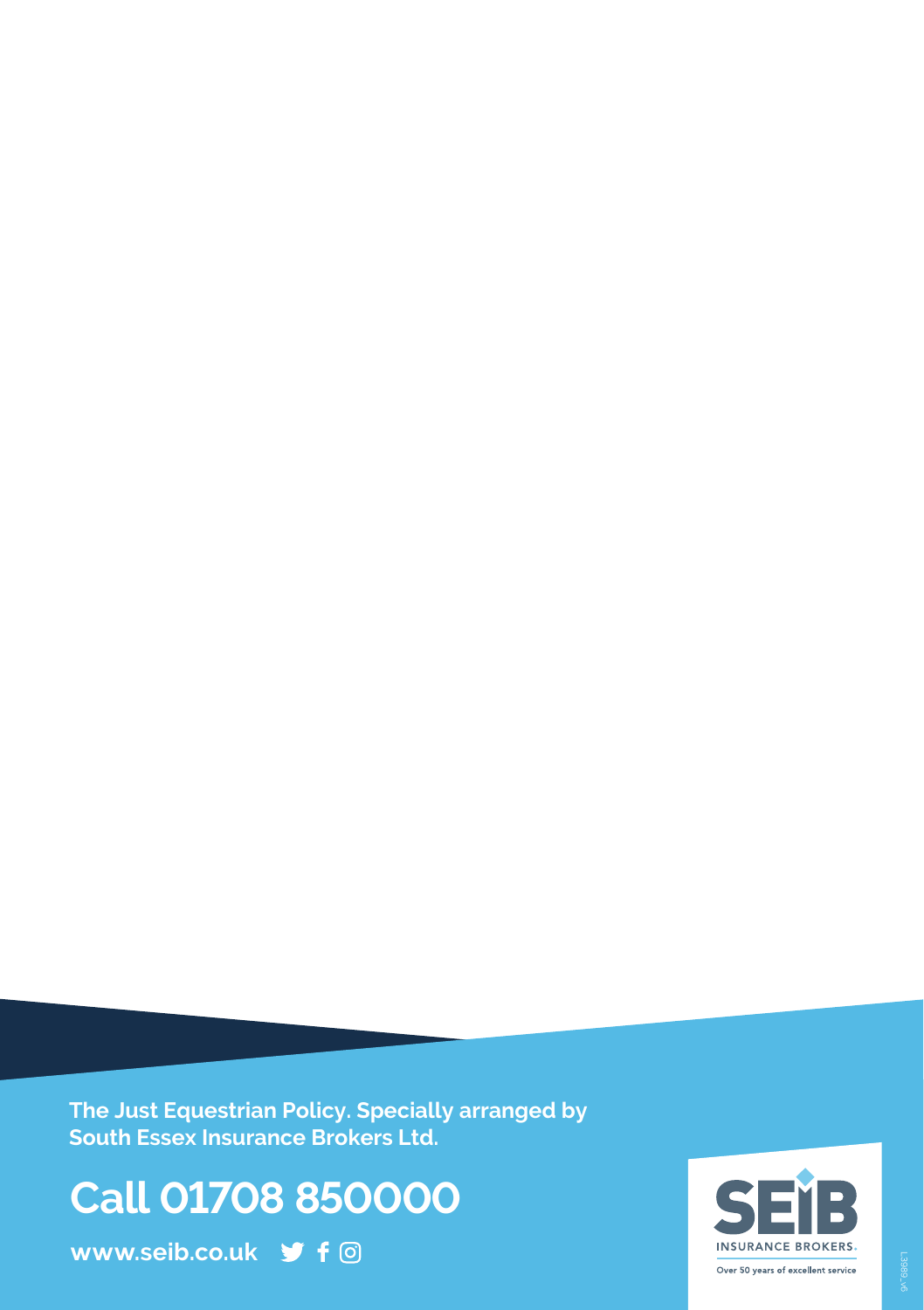**The Just Equestrian Policy. Specially arranged by South Essex Insurance Brokers Ltd.**

# Call 01708 850000

**www.seib.co.uk**

SEIB INSURANCE BROKERS.

Over 50 years of excellent service

L3989_v6